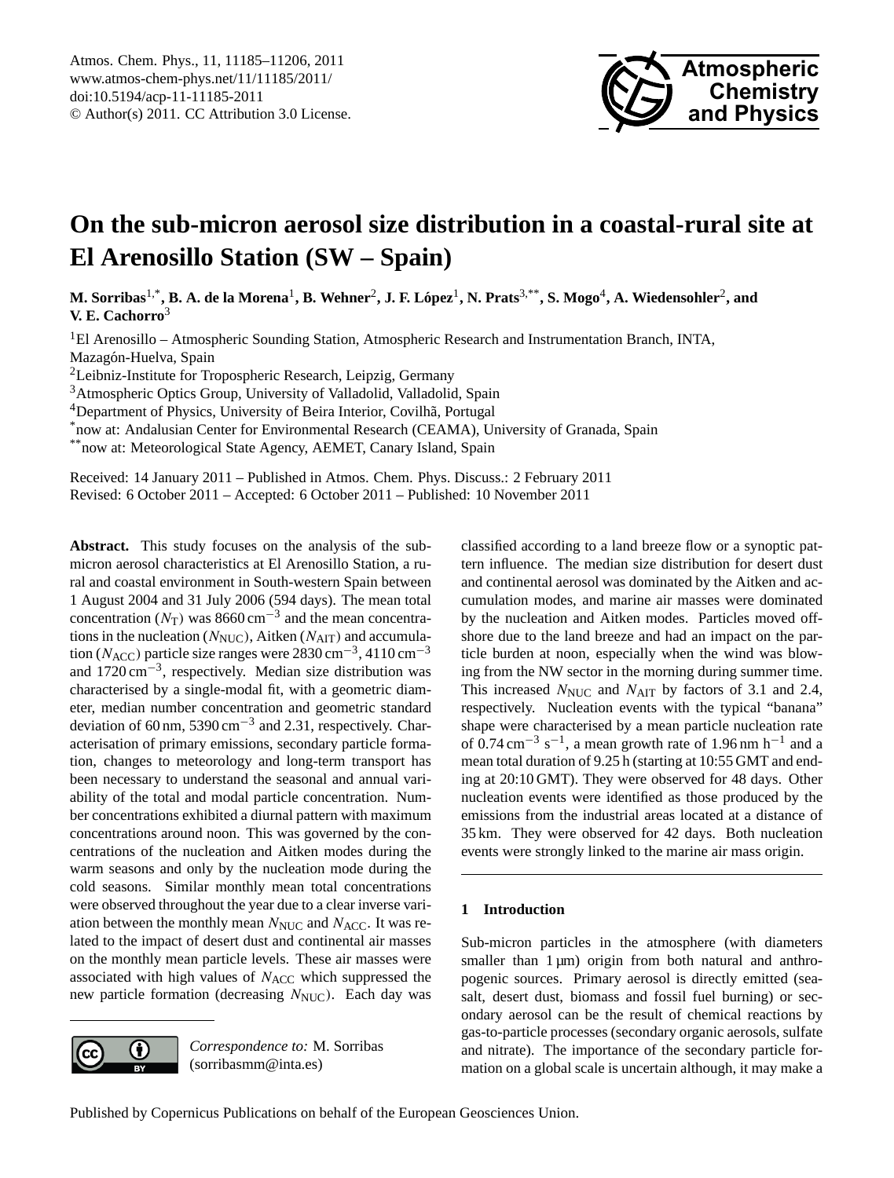# On the sub-micron aerosol size distribution in a coastal-rural site at El Arenosillo Station (SW – Spain)

**M. Sorribas[1,*], B. A. de la Morena[1], B. Wehner[2], J. F. López[1], N. Prats[3,**], S. Mogo[4], A. Wiedensohler[2], and V. E. Cachorro[3]**

[1]El Arenosillo – Atmospheric Sounding Station, Atmospheric Research and Instrumentation Branch, INTA, Mazagón-Huelva, Spain
[2]Leibniz-Institute for Tropospheric Research, Leipzig, Germany
[3]Atmospheric Optics Group, University of Valladolid, Valladolid, Spain
[4]Department of Physics, University of Beira Interior, Covilhã, Portugal
[*]now at: Andalusian Center for Environmental Research (CEAMA), University of Granada, Spain
[**]now at: Meteorological State Agency, AEMET, Canary Island, Spain

Received: 14 January 2011 – Published in Atmos. Chem. Phys. Discuss.: 2 February 2011
Revised: 6 October 2011 – Accepted: 6 October 2011 – Published: 10 November 2011

**Abstract.** This study focuses on the analysis of the sub-micron aerosol characteristics at El Arenosillo Station, a rural and coastal environment in South-western Spain between 1 August 2004 and 31 July 2006 (594 days). The mean total concentration ($N_T$) was 8660 $cm^{-3}$ and the mean concentrations in the nucleation ($N_{NUC}$), Aitken ($N_{AIT}$) and accumulation ($N_{ACC}$) particle size ranges were 2830 $cm^{-3}$, 4110 $cm^{-3}$ and 1720 $cm^{-3}$, respectively. Median size distribution was characterised by a single-modal fit, with a geometric diameter, median number concentration and geometric standard deviation of 60 nm, 5390 $cm^{-3}$ and 2.31, respectively. Characterisation of primary emissions, secondary particle formation, changes to meteorology and long-term transport has been necessary to understand the seasonal and annual variability of the total and modal particle concentration. Number concentrations exhibited a diurnal pattern with maximum concentrations around noon. This was governed by the concentrations of the nucleation and Aitken modes during the warm seasons and only by the nucleation mode during the cold seasons. Similar monthly mean total concentrations were observed throughout the year due to a clear inverse variation between the monthly mean $N_{NUC}$ and $N_{ACC}$. It was related to the impact of desert dust and continental air masses on the monthly mean particle levels. These air masses were associated with high values of $N_{ACC}$ which suppressed the new particle formation (decreasing $N_{NUC}$). Each day was classified according to a land breeze flow or a synoptic pattern influence. The median size distribution for desert dust and continental aerosol was dominated by the Aitken and accumulation modes, and marine air masses were dominated by the nucleation and Aitken modes. Particles moved offshore due to the land breeze and had an impact on the particle burden at noon, especially when the wind was blowing from the NW sector in the morning during summer time. This increased $N_{NUC}$ and $N_{AIT}$ by factors of 3.1 and 2.4, respectively. Nucleation events with the typical "banana" shape were characterised by a mean particle nucleation rate of 0.74 $cm^{-3}$ $s^{-1}$, a mean growth rate of 1.96 nm $h^{-1}$ and a mean total duration of 9.25 h (starting at 10:55 GMT and ending at 20:10 GMT). They were observed for 48 days. Other nucleation events were identified as those produced by the emissions from the industrial areas located at a distance of 35 km. They were observed for 42 days. Both nucleation events were strongly linked to the marine air mass origin.

*Correspondence to:* M. Sorribas (sorribasmm@inta.es)

## 1 Introduction

Sub-micron particles in the atmosphere (with diameters smaller than 1 µm) origin from both natural and anthropogenic sources. Primary aerosol is directly emitted (sea-salt, desert dust, biomass and fossil fuel burning) or secondary aerosol can be the result of chemical reactions by gas-to-particle processes (secondary organic aerosols, sulfate and nitrate). The importance of the secondary particle formation on a global scale is uncertain although, it may make a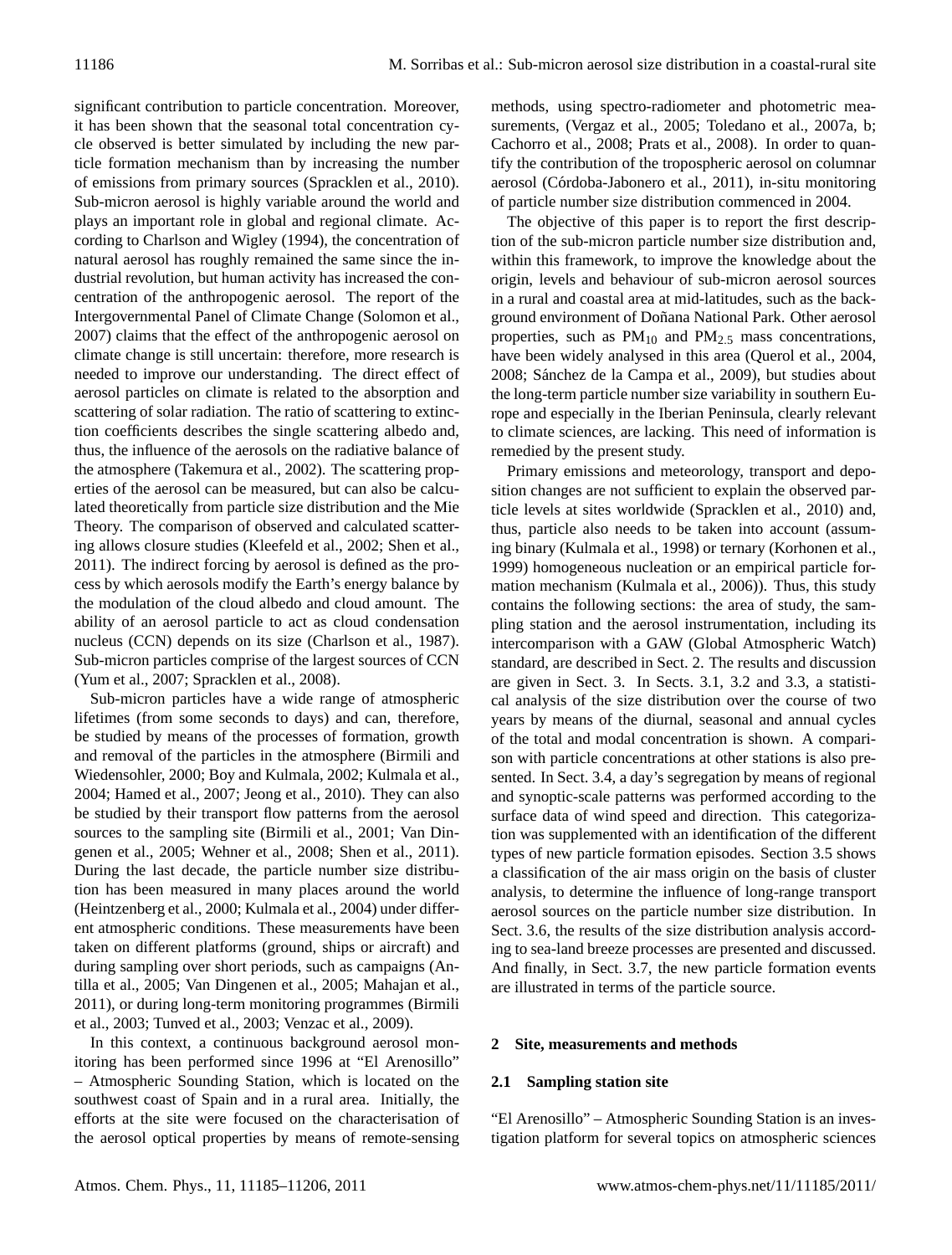significant contribution to particle concentration. Moreover, it has been shown that the seasonal total concentration cycle observed is better simulated by including the new particle formation mechanism than by increasing the number of emissions from primary sources (Spracklen et al., 2010). Sub-micron aerosol is highly variable around the world and plays an important role in global and regional climate. According to Charlson and Wigley (1994), the concentration of natural aerosol has roughly remained the same since the industrial revolution, but human activity has increased the concentration of the anthropogenic aerosol. The report of the Intergovernmental Panel of Climate Change (Solomon et al., 2007) claims that the effect of the anthropogenic aerosol on climate change is still uncertain: therefore, more research is needed to improve our understanding. The direct effect of aerosol particles on climate is related to the absorption and scattering of solar radiation. The ratio of scattering to extinction coefficients describes the single scattering albedo and, thus, the influence of the aerosols on the radiative balance of the atmosphere (Takemura et al., 2002). The scattering properties of the aerosol can be measured, but can also be calculated theoretically from particle size distribution and the Mie Theory. The comparison of observed and calculated scattering allows closure studies (Kleefeld et al., 2002; Shen et al., 2011). The indirect forcing by aerosol is defined as the process by which aerosols modify the Earth's energy balance by the modulation of the cloud albedo and cloud amount. The ability of an aerosol particle to act as cloud condensation nucleus (CCN) depends on its size (Charlson et al., 1987). Sub-micron particles comprise of the largest sources of CCN (Yum et al., 2007; Spracklen et al., 2008).

Sub-micron particles have a wide range of atmospheric lifetimes (from some seconds to days) and can, therefore, be studied by means of the processes of formation, growth and removal of the particles in the atmosphere (Birmili and Wiedensohler, 2000; Boy and Kulmala, 2002; Kulmala et al., 2004; Hamed et al., 2007; Jeong et al., 2010). They can also be studied by their transport flow patterns from the aerosol sources to the sampling site (Birmili et al., 2001; Van Dingenen et al., 2005; Wehner et al., 2008; Shen et al., 2011). During the last decade, the particle number size distribution has been measured in many places around the world (Heintzenberg et al., 2000; Kulmala et al., 2004) under different atmospheric conditions. These measurements have been taken on different platforms (ground, ships or aircraft) and during sampling over short periods, such as campaigns (Antilla et al., 2005; Van Dingenen et al., 2005; Mahajan et al., 2011), or during long-term monitoring programmes (Birmili et al., 2003; Tunved et al., 2003; Venzac et al., 2009).

In this context, a continuous background aerosol monitoring has been performed since 1996 at "El Arenosillo" – Atmospheric Sounding Station, which is located on the southwest coast of Spain and in a rural area. Initially, the efforts at the site were focused on the characterisation of the aerosol optical properties by means of remote-sensing methods, using spectro-radiometer and photometric measurements, (Vergaz et al., 2005; Toledano et al., 2007a, b; Cachorro et al., 2008; Prats et al., 2008). In order to quantify the contribution of the tropospheric aerosol on columnar aerosol (Córdoba-Jabonero et al., 2011), in-situ monitoring of particle number size distribution commenced in 2004.

The objective of this paper is to report the first description of the sub-micron particle number size distribution and, within this framework, to improve the knowledge about the origin, levels and behaviour of sub-micron aerosol sources in a rural and coastal area at mid-latitudes, such as the background environment of Doñana National Park. Other aerosol properties, such as $PM_{10}$ and $PM_{2.5}$ mass concentrations, have been widely analysed in this area (Querol et al., 2004, 2008; Sánchez de la Campa et al., 2009), but studies about the long-term particle number size variability in southern Europe and especially in the Iberian Peninsula, clearly relevant to climate sciences, are lacking. This need of information is remedied by the present study.

Primary emissions and meteorology, transport and deposition changes are not sufficient to explain the observed particle levels at sites worldwide (Spracklen et al., 2010) and, thus, particle also needs to be taken into account (assuming binary (Kulmala et al., 1998) or ternary (Korhonen et al., 1999) homogeneous nucleation or an empirical particle formation mechanism (Kulmala et al., 2006)). Thus, this study contains the following sections: the area of study, the sampling station and the aerosol instrumentation, including its intercomparison with a GAW (Global Atmospheric Watch) standard, are described in Sect. 2. The results and discussion are given in Sect. 3. In Sects. 3.1, 3.2 and 3.3, a statistical analysis of the size distribution over the course of two years by means of the diurnal, seasonal and annual cycles of the total and modal concentration is shown. A comparison with particle concentrations at other stations is also presented. In Sect. 3.4, a day's segregation by means of regional and synoptic-scale patterns was performed according to the surface data of wind speed and direction. This categorization was supplemented with an identification of the different types of new particle formation episodes. Section 3.5 shows a classification of the air mass origin on the basis of cluster analysis, to determine the influence of long-range transport aerosol sources on the particle number size distribution. In Sect. 3.6, the results of the size distribution analysis according to sea-land breeze processes are presented and discussed. And finally, in Sect. 3.7, the new particle formation events are illustrated in terms of the particle source.

## 2 Site, measurements and methods

### 2.1 Sampling station site

"El Arenosillo" – Atmospheric Sounding Station is an investigation platform for several topics on atmospheric sciences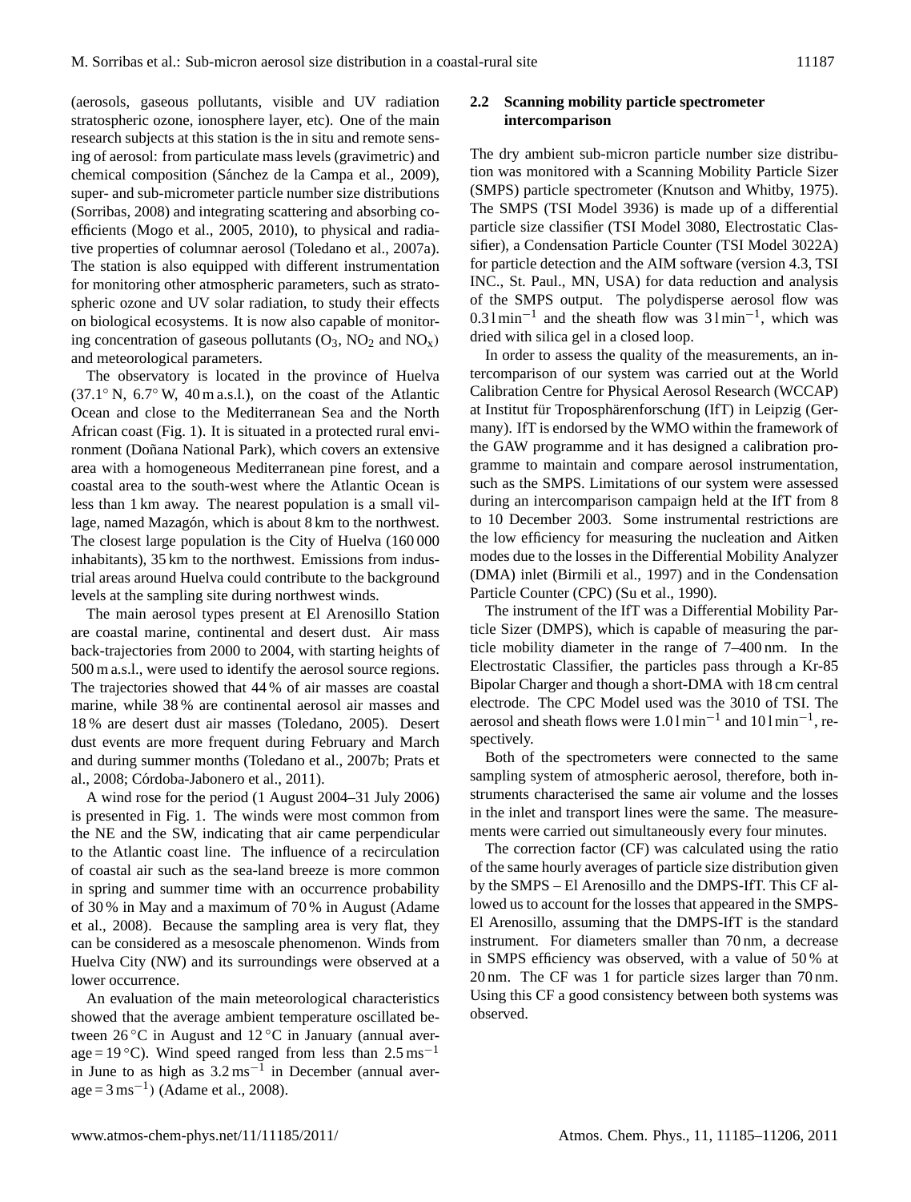(aerosols, gaseous pollutants, visible and UV radiation stratospheric ozone, ionosphere layer, etc). One of the main research subjects at this station is the in situ and remote sensing of aerosol: from particulate mass levels (gravimetric) and chemical composition (Sánchez de la Campa et al., 2009), super- and sub-micrometer particle number size distributions (Sorribas, 2008) and integrating scattering and absorbing coefficients (Mogo et al., 2005, 2010), to physical and radiative properties of columnar aerosol (Toledano et al., 2007a). The station is also equipped with different instrumentation for monitoring other atmospheric parameters, such as stratospheric ozone and UV solar radiation, to study their effects on biological ecosystems. It is now also capable of monitoring concentration of gaseous pollutants ($O_3$, $NO_2$ and $NO_x$) and meteorological parameters.

The observatory is located in the province of Huelva (37.1° N, 6.7° W, 40 m a.s.l.), on the coast of the Atlantic Ocean and close to the Mediterranean Sea and the North African coast (Fig. 1). It is situated in a protected rural environment (Doñana National Park), which covers an extensive area with a homogeneous Mediterranean pine forest, and a coastal area to the south-west where the Atlantic Ocean is less than 1 km away. The nearest population is a small village, named Mazagón, which is about 8 km to the northwest. The closest large population is the City of Huelva (160 000 inhabitants), 35 km to the northwest. Emissions from industrial areas around Huelva could contribute to the background levels at the sampling site during northwest winds.

The main aerosol types present at El Arenosillo Station are coastal marine, continental and desert dust. Air mass back-trajectories from 2000 to 2004, with starting heights of 500 m a.s.l., were used to identify the aerosol source regions. The trajectories showed that 44 % of air masses are coastal marine, while 38 % are continental aerosol air masses and 18 % are desert dust air masses (Toledano, 2005). Desert dust events are more frequent during February and March and during summer months (Toledano et al., 2007b; Prats et al., 2008; Córdoba-Jabonero et al., 2011).

A wind rose for the period (1 August 2004–31 July 2006) is presented in Fig. 1. The winds were most common from the NE and the SW, indicating that air came perpendicular to the Atlantic coast line. The influence of a recirculation of coastal air such as the sea-land breeze is more common in spring and summer time with an occurrence probability of 30 % in May and a maximum of 70 % in August (Adame et al., 2008). Because the sampling area is very flat, they can be considered as a mesoscale phenomenon. Winds from Huelva City (NW) and its surroundings were observed at a lower occurrence.

An evaluation of the main meteorological characteristics showed that the average ambient temperature oscillated between 26 °C in August and 12 °C in January (annual average = 19 °C). Wind speed ranged from less than 2.5 $\mathrm{ms^{-1}}$ in June to as high as 3.2 $\mathrm{ms^{-1}}$ in December (annual average = 3 $\mathrm{ms^{-1}}$) (Adame et al., 2008).

## 2.2 Scanning mobility particle spectrometer intercomparison

The dry ambient sub-micron particle number size distribution was monitored with a Scanning Mobility Particle Sizer (SMPS) particle spectrometer (Knutson and Whitby, 1975). The SMPS (TSI Model 3936) is made up of a differential particle size classifier (TSI Model 3080, Electrostatic Classifier), a Condensation Particle Counter (TSI Model 3022A) for particle detection and the AIM software (version 4.3, TSI INC., St. Paul., MN, USA) for data reduction and analysis of the SMPS output. The polydisperse aerosol flow was 0.3 $\mathrm{l\,min^{-1}}$ and the sheath flow was 3 $\mathrm{l\,min^{-1}}$, which was dried with silica gel in a closed loop.

In order to assess the quality of the measurements, an intercomparison of our system was carried out at the World Calibration Centre for Physical Aerosol Research (WCCAP) at Institut für Troposphärenforschung (IfT) in Leipzig (Germany). IfT is endorsed by the WMO within the framework of the GAW programme and it has designed a calibration programme to maintain and compare aerosol instrumentation, such as the SMPS. Limitations of our system were assessed during an intercomparison campaign held at the IfT from 8 to 10 December 2003. Some instrumental restrictions are the low efficiency for measuring the nucleation and Aitken modes due to the losses in the Differential Mobility Analyzer (DMA) inlet (Birmili et al., 1997) and in the Condensation Particle Counter (CPC) (Su et al., 1990).

The instrument of the IfT was a Differential Mobility Particle Sizer (DMPS), which is capable of measuring the particle mobility diameter in the range of 7–400 nm. In the Electrostatic Classifier, the particles pass through a Kr-85 Bipolar Charger and though a short-DMA with 18 cm central electrode. The CPC Model used was the 3010 of TSI. The aerosol and sheath flows were 1.0 $\mathrm{l\,min^{-1}}$ and 10 $\mathrm{l\,min^{-1}}$, respectively.

Both of the spectrometers were connected to the same sampling system of atmospheric aerosol, therefore, both instruments characterised the same air volume and the losses in the inlet and transport lines were the same. The measurements were carried out simultaneously every four minutes.

The correction factor (CF) was calculated using the ratio of the same hourly averages of particle size distribution given by the SMPS – El Arenosillo and the DMPS-IfT. This CF allowed us to account for the losses that appeared in the SMPS-El Arenosillo, assuming that the DMPS-IfT is the standard instrument. For diameters smaller than 70 nm, a decrease in SMPS efficiency was observed, with a value of 50 % at 20 nm. The CF was 1 for particle sizes larger than 70 nm. Using this CF a good consistency between both systems was observed.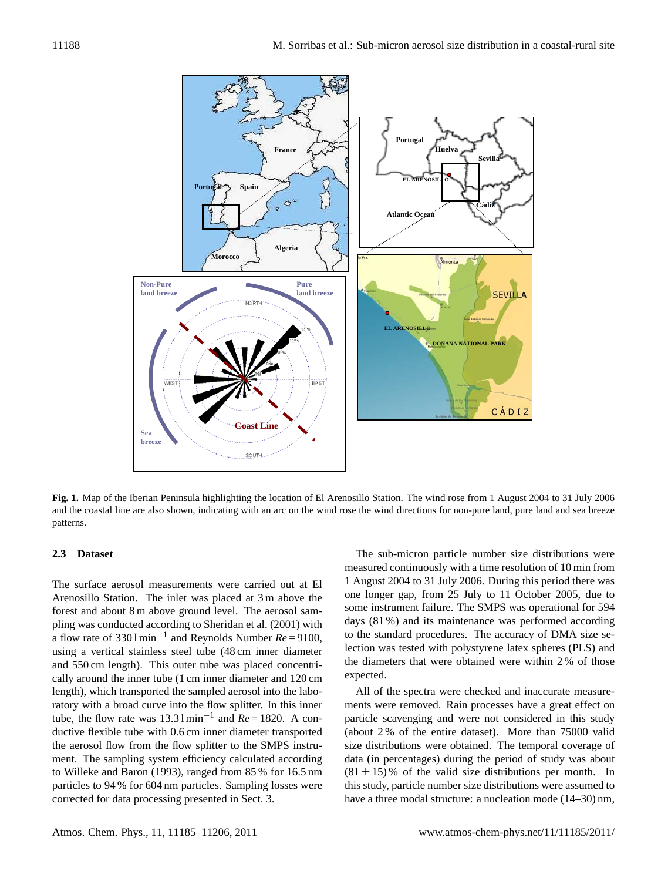Portugal

France

Spain

Morocco

Algeria

Portugal

Huelva

Sevilla

EL ARENOSILLO

Cádiz

Atlantic Ocean

Non-Pure land breeze

Pure land breeze

NORTH

WEST

EAST

SOUTH

15%

12%

9%

6%

3%

Coast Line

Sea breeze

Almonte

SEVILLA

EL ARENOSILLO

DOÑANA NATIONAL PARK

CÁDIZ

**Fig. 1.** Map of the Iberian Peninsula highlighting the location of El Arenosillo Station. The wind rose from 1 August 2004 to 31 July 2006 and the coastal line are also shown, indicating with an arc on the wind rose the wind directions for non-pure land, pure land and sea breeze patterns.

### 2.3 Dataset

The surface aerosol measurements were carried out at El Arenosillo Station. The inlet was placed at 3 m above the forest and about 8 m above ground level. The aerosol sampling was conducted according to Sheridan et al. (2001) with a flow rate of $330\,\mathrm{l\,min^{-1}}$ and Reynolds Number $Re = 9100$, using a vertical stainless steel tube (48 cm inner diameter and 550 cm length). This outer tube was placed concentrically around the inner tube (1 cm inner diameter and 120 cm length), which transported the sampled aerosol into the laboratory with a broad curve into the flow splitter. In this inner tube, the flow rate was $13.3\,\mathrm{l\,min^{-1}}$ and $Re = 1820$. A conductive flexible tube with 0.6 cm inner diameter transported the aerosol flow from the flow splitter to the SMPS instrument. The sampling system efficiency calculated according to Willeke and Baron (1993), ranged from 85 % for 16.5 nm particles to 94 % for 604 nm particles. Sampling losses were corrected for data processing presented in Sect. 3.

The sub-micron particle number size distributions were measured continuously with a time resolution of 10 min from 1 August 2004 to 31 July 2006. During this period there was one longer gap, from 25 July to 11 October 2005, due to some instrument failure. The SMPS was operational for 594 days (81 %) and its maintenance was performed according to the standard procedures. The accuracy of DMA size selection was tested with polystyrene latex spheres (PLS) and the diameters that were obtained were within 2 % of those expected.

All of the spectra were checked and inaccurate measurements were removed. Rain processes have a great effect on particle scavenging and were not considered in this study (about 2 % of the entire dataset). More than 75000 valid size distributions were obtained. The temporal coverage of data (in percentages) during the period of study was about $(81 \pm 15)$ % of the valid size distributions per month. In this study, particle number size distributions were assumed to have a three modal structure: a nucleation mode (14–30) nm,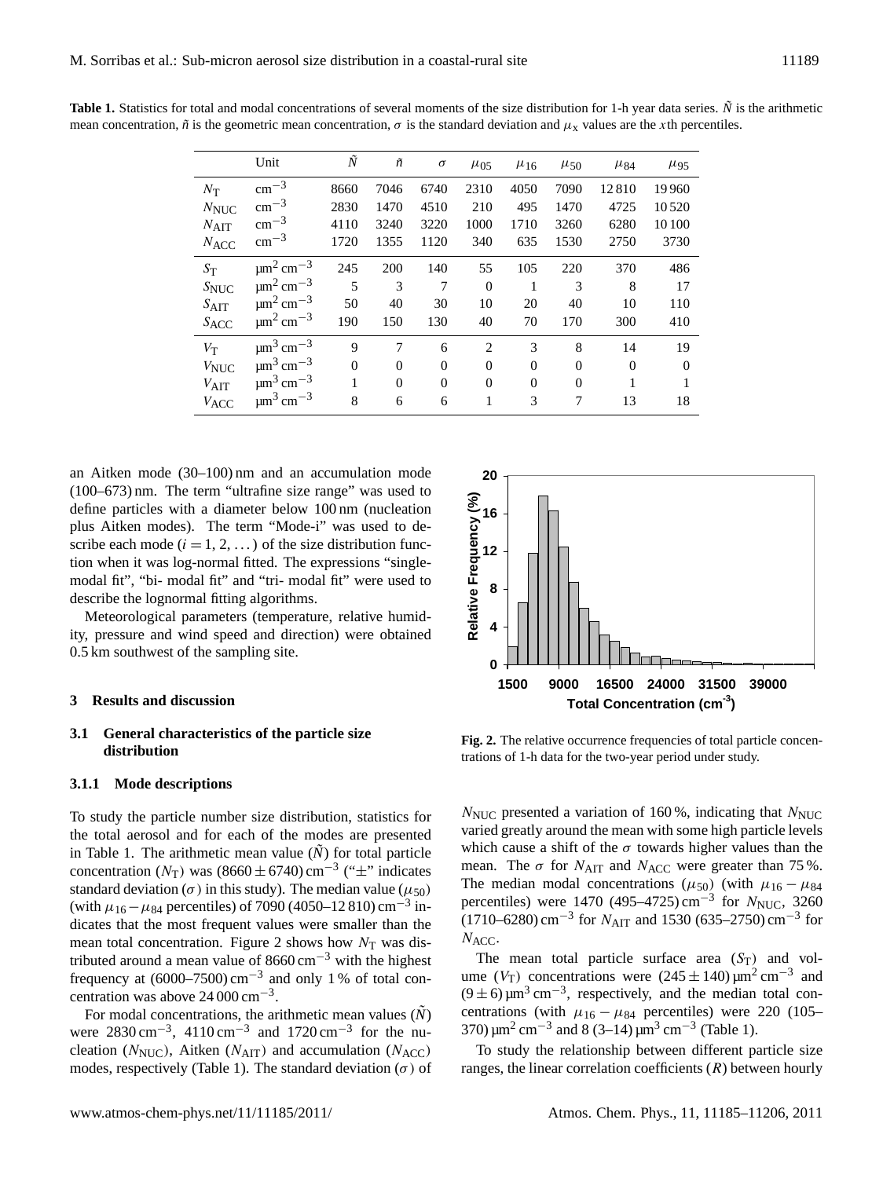**Table 1.** Statistics for total and modal concentrations of several moments of the size distribution for 1-h year data series. $\tilde{N}$ is the arithmetic mean concentration, $\tilde{n}$ is the geometric mean concentration, $\sigma$ is the standard deviation and $\mu_x$ values are the $x$th percentiles.

| | Unit | $\tilde{N}$ | $\tilde{n}$ | $\sigma$ | $\mu_{05}$ | $\mu_{16}$ | $\mu_{50}$ | $\mu_{84}$ | $\mu_{95}$ |
|---|---|---|---|---|---|---|---|---|---|
| $N_T$ | $cm^{-3}$ | 8660 | 7046 | 6740 | 2310 | 4050 | 7090 | 12 810 | 19 960 |
| $N_{NUC}$ | $cm^{-3}$ | 2830 | 1470 | 4510 | 210 | 495 | 1470 | 4725 | 10 520 |
| $N_{AIT}$ | $cm^{-3}$ | 4110 | 3240 | 3220 | 1000 | 1710 | 3260 | 6280 | 10 100 |
| $N_{ACC}$ | $cm^{-3}$ | 1720 | 1355 | 1120 | 340 | 635 | 1530 | 2750 | 3730 |
| $S_T$ | $\mu m^2\,cm^{-3}$ | 245 | 200 | 140 | 55 | 105 | 220 | 370 | 486 |
| $S_{NUC}$ | $\mu m^2\,cm^{-3}$ | 5 | 3 | 7 | 0 | 1 | 3 | 8 | 17 |
| $S_{AIT}$ | $\mu m^2\,cm^{-3}$ | 50 | 40 | 30 | 10 | 20 | 40 | 10 | 110 |
| $S_{ACC}$ | $\mu m^2\,cm^{-3}$ | 190 | 150 | 130 | 40 | 70 | 170 | 300 | 410 |
| $V_T$ | $\mu m^3\,cm^{-3}$ | 9 | 7 | 6 | 2 | 3 | 8 | 14 | 19 |
| $V_{NUC}$ | $\mu m^3\,cm^{-3}$ | 0 | 0 | 0 | 0 | 0 | 0 | 0 | 0 |
| $V_{AIT}$ | $\mu m^3\,cm^{-3}$ | 1 | 0 | 0 | 0 | 0 | 0 | 1 | 1 |
| $V_{ACC}$ | $\mu m^3\,cm^{-3}$ | 8 | 6 | 6 | 1 | 3 | 7 | 13 | 18 |

an Aitken mode (30–100) nm and an accumulation mode (100–673) nm. The term "ultrafine size range" was used to define particles with a diameter below 100 nm (nucleation plus Aitken modes). The term "Mode-i" was used to describe each mode ($i = 1, 2, \ldots$) of the size distribution function when it was log-normal fitted. The expressions "single-modal fit", "bi- modal fit" and "tri- modal fit" were used to describe the lognormal fitting algorithms.

Meteorological parameters (temperature, relative humidity, pressure and wind speed and direction) were obtained 0.5 km southwest of the sampling site.

## 3 Results and discussion

### 3.1 General characteristics of the particle size distribution

#### 3.1.1 Mode descriptions

To study the particle number size distribution, statistics for the total aerosol and for each of the modes are presented in Table 1. The arithmetic mean value ($\tilde{N}$) for total particle concentration ($N_T$) was $(8660 \pm 6740)\,cm^{-3}$ ("±" indicates standard deviation ($\sigma$) in this study). The median value ($\mu_{50}$) (with $\mu_{16} - \mu_{84}$ percentiles) of 7090 (4050–12 810) $cm^{-3}$ indicates that the most frequent values were smaller than the mean total concentration. Figure 2 shows how $N_T$ was distributed around a mean value of 8660 $cm^{-3}$ with the highest frequency at (6000–7500) $cm^{-3}$ and only 1 % of total concentration was above 24 000 $cm^{-3}$.

For modal concentrations, the arithmetic mean values ($\tilde{N}$) were 2830 $cm^{-3}$, 4110 $cm^{-3}$ and 1720 $cm^{-3}$ for the nucleation ($N_{NUC}$), Aitken ($N_{AIT}$) and accumulation ($N_{ACC}$) modes, respectively (Table 1). The standard deviation ($\sigma$) of

20
16
12
8
4
0
Relative Frequency (%)
1500 9000 16500 24000 31500 39000
Total Concentration ($cm^{-3}$)

**Fig. 2.** The relative occurrence frequencies of total particle concentrations of 1-h data for the two-year period under study.

$N_{NUC}$ presented a variation of 160 %, indicating that $N_{NUC}$ varied greatly around the mean with some high particle levels which cause a shift of the $\sigma$ towards higher values than the mean. The $\sigma$ for $N_{AIT}$ and $N_{ACC}$ were greater than 75 %. The median modal concentrations ($\mu_{50}$) (with $\mu_{16} - \mu_{84}$ percentiles) were 1470 (495–4725) $cm^{-3}$ for $N_{NUC}$, 3260 (1710–6280) $cm^{-3}$ for $N_{AIT}$ and 1530 (635–2750) $cm^{-3}$ for $N_{ACC}$.

The mean total particle surface area ($S_T$) and volume ($V_T$) concentrations were $(245 \pm 140)\,\mu m^2\,cm^{-3}$ and $(9 \pm 6)\,\mu m^3\,cm^{-3}$, respectively, and the median total concentrations (with $\mu_{16} - \mu_{84}$ percentiles) were 220 (105–370) $\mu m^2\,cm^{-3}$ and 8 (3–14) $\mu m^3\,cm^{-3}$ (Table 1).

To study the relationship between different particle size ranges, the linear correlation coefficients ($R$) between hourly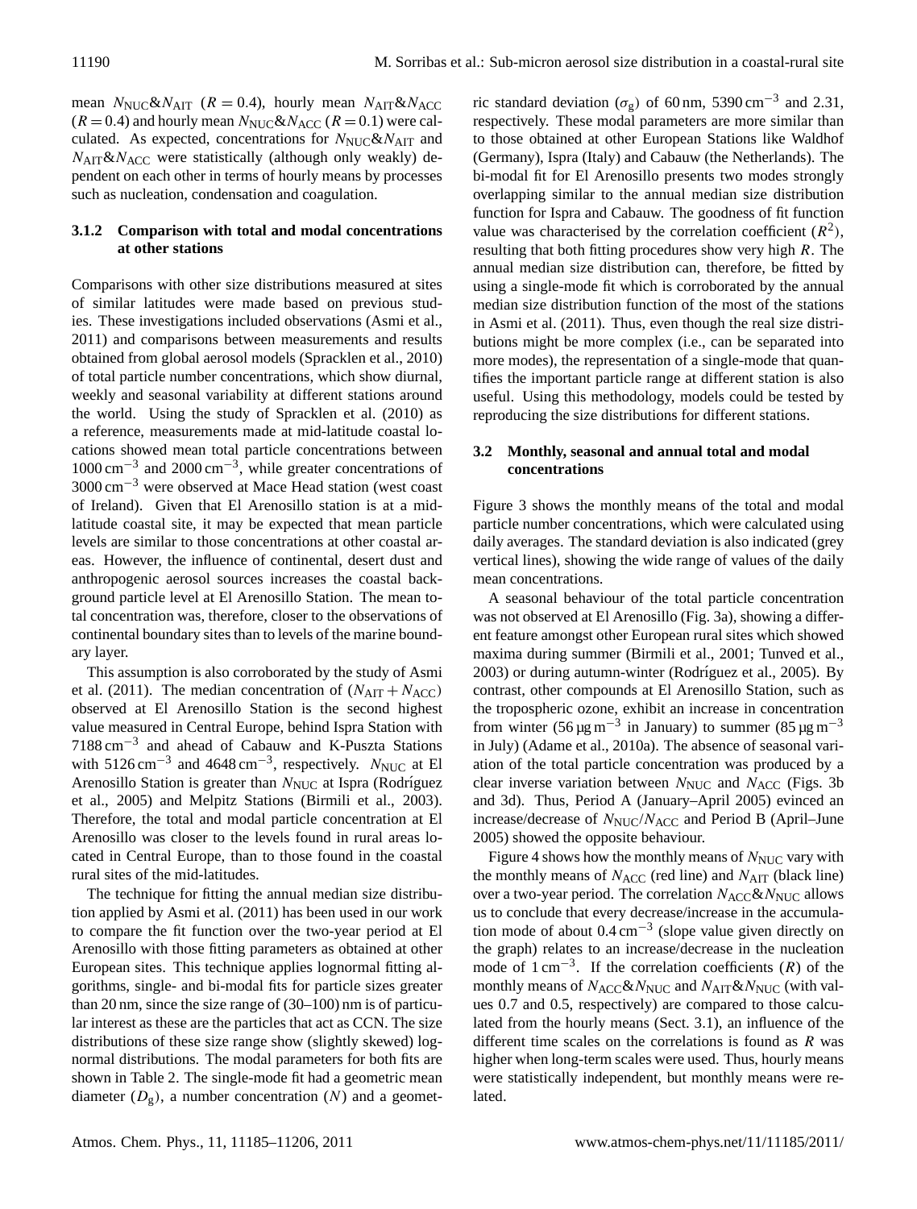mean $N_{NUC}$&$N_{AIT}$ ($R = 0.4$), hourly mean $N_{AIT}$&$N_{ACC}$ ($R = 0.4$) and hourly mean $N_{NUC}$&$N_{ACC}$ ($R = 0.1$) were calculated. As expected, concentrations for $N_{NUC}$&$N_{AIT}$ and $N_{AIT}$&$N_{ACC}$ were statistically (although only weakly) dependent on each other in terms of hourly means by processes such as nucleation, condensation and coagulation.

#### 3.1.2 Comparison with total and modal concentrations at other stations

Comparisons with other size distributions measured at sites of similar latitudes were made based on previous studies. These investigations included observations (Asmi et al., 2011) and comparisons between measurements and results obtained from global aerosol models (Spracklen et al., 2010) of total particle number concentrations, which show diurnal, weekly and seasonal variability at different stations around the world. Using the study of Spracklen et al. (2010) as a reference, measurements made at mid-latitude coastal locations showed mean total particle concentrations between $1000\,\mathrm{cm}^{-3}$ and $2000\,\mathrm{cm}^{-3}$, while greater concentrations of $3000\,\mathrm{cm}^{-3}$ were observed at Mace Head station (west coast of Ireland). Given that El Arenosillo station is at a mid-latitude coastal site, it may be expected that mean particle levels are similar to those concentrations at other coastal areas. However, the influence of continental, desert dust and anthropogenic aerosol sources increases the coastal background particle level at El Arenosillo Station. The mean total concentration was, therefore, closer to the observations of continental boundary sites than to levels of the marine boundary layer.

This assumption is also corroborated by the study of Asmi et al. (2011). The median concentration of ($N_{AIT} + N_{ACC}$) observed at El Arenosillo Station is the second highest value measured in Central Europe, behind Ispra Station with $7188\,\mathrm{cm}^{-3}$ and ahead of Cabauw and K-Puszta Stations with $5126\,\mathrm{cm}^{-3}$ and $4648\,\mathrm{cm}^{-3}$, respectively. $N_{NUC}$ at El Arenosillo Station is greater than $N_{NUC}$ at Ispra (Rodríguez et al., 2005) and Melpitz Stations (Birmili et al., 2003). Therefore, the total and modal particle concentration at El Arenosillo was closer to the levels found in rural areas located in Central Europe, than to those found in the coastal rural sites of the mid-latitudes.

The technique for fitting the annual median size distribution applied by Asmi et al. (2011) has been used in our work to compare the fit function over the two-year period at El Arenosillo with those fitting parameters as obtained at other European sites. This technique applies lognormal fitting algorithms, single- and bi-modal fits for particle sizes greater than 20 nm, since the size range of (30–100) nm is of particular interest as these are the particles that act as CCN. The size distributions of these size range show (slightly skewed) lognormal distributions. The modal parameters for both fits are shown in Table 2. The single-mode fit had a geometric mean diameter ($D_g$), a number concentration ($N$) and a geometric standard deviation ($\sigma_g$) of 60 nm, $5390\,\mathrm{cm}^{-3}$ and 2.31, respectively. These modal parameters are more similar than to those obtained at other European Stations like Waldhof (Germany), Ispra (Italy) and Cabauw (the Netherlands). The bi-modal fit for El Arenosillo presents two modes strongly overlapping similar to the annual median size distribution function for Ispra and Cabauw. The goodness of fit function value was characterised by the correlation coefficient ($R^2$), resulting that both fitting procedures show very high $R$. The annual median size distribution can, therefore, be fitted by using a single-mode fit which is corroborated by the annual median size distribution function of the most of the stations in Asmi et al. (2011). Thus, even though the real size distributions might be more complex (i.e., can be separated into more modes), the representation of a single-mode that quantifies the important particle range at different station is also useful. Using this methodology, models could be tested by reproducing the size distributions for different stations.

### 3.2 Monthly, seasonal and annual total and modal concentrations

Figure 3 shows the monthly means of the total and modal particle number concentrations, which were calculated using daily averages. The standard deviation is also indicated (grey vertical lines), showing the wide range of values of the daily mean concentrations.

A seasonal behaviour of the total particle concentration was not observed at El Arenosillo (Fig. 3a), showing a different feature amongst other European rural sites which showed maxima during summer (Birmili et al., 2001; Tunved et al., 2003) or during autumn-winter (Rodríguez et al., 2005). By contrast, other compounds at El Arenosillo Station, such as the tropospheric ozone, exhibit an increase in concentration from winter ($56\,\mu\mathrm{g\,m}^{-3}$ in January) to summer ($85\,\mu\mathrm{g\,m}^{-3}$ in July) (Adame et al., 2010a). The absence of seasonal variation of the total particle concentration was produced by a clear inverse variation between $N_{NUC}$ and $N_{ACC}$ (Figs. 3b and 3d). Thus, Period A (January–April 2005) evinced an increase/decrease of $N_{NUC}/N_{ACC}$ and Period B (April–June 2005) showed the opposite behaviour.

Figure 4 shows how the monthly means of $N_{NUC}$ vary with the monthly means of $N_{ACC}$ (red line) and $N_{AIT}$ (black line) over a two-year period. The correlation $N_{ACC}$&$N_{NUC}$ allows us to conclude that every decrease/increase in the accumulation mode of about $0.4\,\mathrm{cm}^{-3}$ (slope value given directly on the graph) relates to an increase/decrease in the nucleation mode of $1\,\mathrm{cm}^{-3}$. If the correlation coefficients ($R$) of the monthly means of $N_{ACC}$&$N_{NUC}$ and $N_{AIT}$&$N_{NUC}$ (with values 0.7 and 0.5, respectively) are compared to those calculated from the hourly means (Sect. 3.1), an influence of the different time scales on the correlations is found as $R$ was higher when long-term scales were used. Thus, hourly means were statistically independent, but monthly means were related.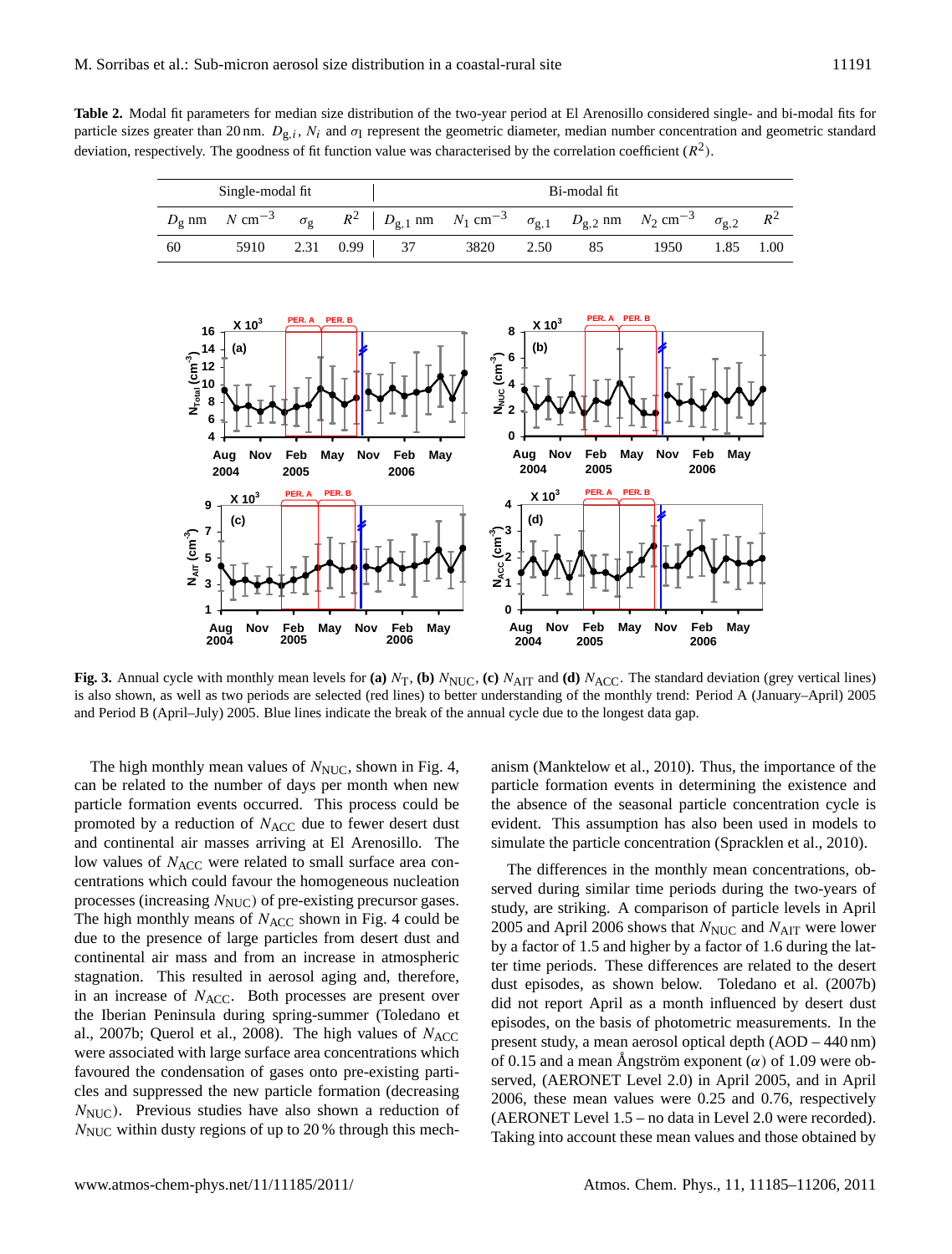**Table 2.** Modal fit parameters for median size distribution of the two-year period at El Arenosillo considered single- and bi-modal fits for particle sizes greater than 20 nm. $D_{g,i}$, $N_i$ and $\sigma_i$ represent the geometric diameter, median number concentration and geometric standard deviation, respectively. The goodness of fit function value was characterised by the correlation coefficient ($R^2$).

| Single-modal fit | | | | Bi-modal fit | | | | | | |
|---|---|---|---|---|---|---|---|---|---|---|
| $D_g$ nm | $N$ cm$^{-3}$ | $\sigma_g$ | $R^2$ | $D_{g,1}$ nm | $N_1$ cm$^{-3}$ | $\sigma_{g,1}$ | $D_{g,2}$ nm | $N_2$ cm$^{-3}$ | $\sigma_{g,2}$ | $R^2$ |
| 60 | 5910 | 2.31 | 0.99 | 37 | 3820 | 2.50 | 85 | 1950 | 1.85 | 1.00 |

(a)
$N_{Total}$ (cm$^{-3}$)
X 10$^3$
16
14
12
10
8
6
4
PER. A
PER. B
Aug 2004
Nov
Feb 2005
May
Nov
Feb 2006
May

(b)
$N_{NUC}$ (cm$^{-3}$)
X 10$^3$
8
6
4
2
0
PER. A
PER. B
Aug 2004
Nov
Feb 2005
May
Nov
Feb 2006
May

(c)
$N_{AIT}$ (cm$^{-3}$)
X 10$^3$
9
7
5
3
1
PER. A
PER. B
Aug 2004
Nov
Feb 2005
May
Nov
Feb 2006
May

(d)
$N_{ACC}$ (cm$^{-3}$)
X 10$^3$
4
3
2
1
0
PER. A
PER. B
Aug 2004
Nov
Feb 2005
May
Nov
Feb 2006
May

**Fig. 3.** Annual cycle with monthly mean levels for **(a)** $N_T$, **(b)** $N_{NUC}$, **(c)** $N_{AIT}$ and **(d)** $N_{ACC}$. The standard deviation (grey vertical lines) is also shown, as well as two periods are selected (red lines) to better understanding of the monthly trend: Period A (January–April) 2005 and Period B (April–July) 2005. Blue lines indicate the break of the annual cycle due to the longest data gap.

The high monthly mean values of $N_{NUC}$, shown in Fig. 4, can be related to the number of days per month when new particle formation events occurred. This process could be promoted by a reduction of $N_{ACC}$ due to fewer desert dust and continental air masses arriving at El Arenosillo. The low values of $N_{ACC}$ were related to small surface area concentrations which could favour the homogeneous nucleation processes (increasing $N_{NUC}$) of pre-existing precursor gases. The high monthly means of $N_{ACC}$ shown in Fig. 4 could be due to the presence of large particles from desert dust and continental air mass and from an increase in atmospheric stagnation. This resulted in aerosol aging and, therefore, in an increase of $N_{ACC}$. Both processes are present over the Iberian Peninsula during spring-summer (Toledano et al., 2007b; Querol et al., 2008). The high values of $N_{ACC}$ were associated with large surface area concentrations which favoured the condensation of gases onto pre-existing particles and suppressed the new particle formation (decreasing $N_{NUC}$). Previous studies have also shown a reduction of $N_{NUC}$ within dusty regions of up to 20 % through this mechanism (Manktelow et al., 2010). Thus, the importance of the particle formation events in determining the existence and the absence of the seasonal particle concentration cycle is evident. This assumption has also been used in models to simulate the particle concentration (Spracklen et al., 2010).

The differences in the monthly mean concentrations, observed during similar time periods during the two-years of study, are striking. A comparison of particle levels in April 2005 and April 2006 shows that $N_{NUC}$ and $N_{AIT}$ were lower by a factor of 1.5 and higher by a factor of 1.6 during the latter time periods. These differences are related to the desert dust episodes, as shown below. Toledano et al. (2007b) did not report April as a month influenced by desert dust episodes, on the basis of photometric measurements. In the present study, a mean aerosol optical depth (AOD – 440 nm) of 0.15 and a mean Ångström exponent ($\alpha$) of 1.09 were observed, (AERONET Level 2.0) in April 2005, and in April 2006, these mean values were 0.25 and 0.76, respectively (AERONET Level 1.5 – no data in Level 2.0 were recorded). Taking into account these mean values and those obtained by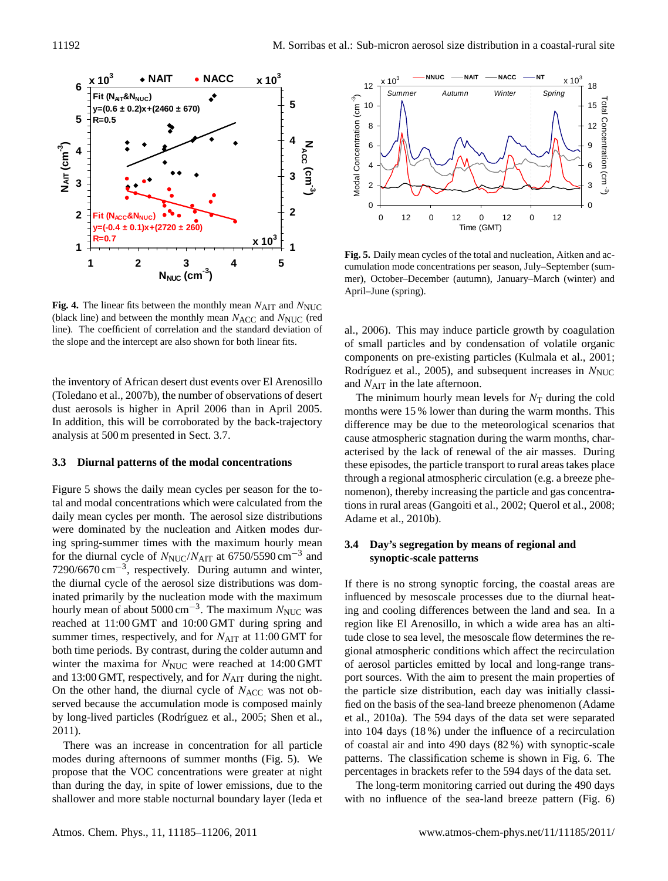x $10^3$ ◆ NAIT ● NACC x $10^3$

Fit ($N_{AIT}$&$N_{NUC}$)
y=(0.6 ± 0.2)x+(2460 ± 670)
R=0.5

Fit ($N_{ACC}$&$N_{NUC}$)
y=(-0.4 ± 0.1)x+(2720 ± 260)
R=0.7

x $10^3$

$N_{AIT}$ (cm$^{-3}$)

$N_{ACC}$ (cm$^{-3}$)

$N_{NUC}$ (cm$^{-3}$)

**Fig. 4.** The linear fits between the monthly mean $N_{AIT}$ and $N_{NUC}$ (black line) and between the monthly mean $N_{ACC}$ and $N_{NUC}$ (red line). The coefficient of correlation and the standard deviation of the slope and the intercept are also shown for both linear fits.

x $10^3$ NNUC NAIT NACC NT x $10^3$

Summer Autumn Winter Spring

Modal Concentration (cm$^{-3}$)

Total Concentration (cm$^{-3}$)

Time (GMT)

**Fig. 5.** Daily mean cycles of the total and nucleation, Aitken and accumulation mode concentrations per season, July–September (summer), October–December (autumn), January–March (winter) and April–June (spring).

the inventory of African desert dust events over El Arenosillo (Toledano et al., 2007b), the number of observations of desert dust aerosols is higher in April 2006 than in April 2005. In addition, this will be corroborated by the back-trajectory analysis at 500 m presented in Sect. 3.7.

### 3.3 Diurnal patterns of the modal concentrations

Figure 5 shows the daily mean cycles per season for the total and modal concentrations which were calculated from the daily mean cycles per month. The aerosol size distributions were dominated by the nucleation and Aitken modes during spring-summer times with the maximum hourly mean for the diurnal cycle of $N_{NUC}/N_{AIT}$ at 6750/5590 cm$^{-3}$ and 7290/6670 cm$^{-3}$, respectively. During autumn and winter, the diurnal cycle of the aerosol size distributions was dominated primarily by the nucleation mode with the maximum hourly mean of about 5000 cm$^{-3}$. The maximum $N_{NUC}$ was reached at 11:00 GMT and 10:00 GMT during spring and summer times, respectively, and for $N_{AIT}$ at 11:00 GMT for both time periods. By contrast, during the colder autumn and winter the maxima for $N_{NUC}$ were reached at 14:00 GMT and 13:00 GMT, respectively, and for $N_{AIT}$ during the night. On the other hand, the diurnal cycle of $N_{ACC}$ was not observed because the accumulation mode is composed mainly by long-lived particles (Rodríguez et al., 2005; Shen et al., 2011).

There was an increase in concentration for all particle modes during afternoons of summer months (Fig. 5). We propose that the VOC concentrations were greater at night than during the day, in spite of lower emissions, due to the shallower and more stable nocturnal boundary layer (Ieda et al., 2006). This may induce particle growth by coagulation of small particles and by condensation of volatile organic components on pre-existing particles (Kulmala et al., 2001; Rodríguez et al., 2005), and subsequent increases in $N_{NUC}$ and $N_{AIT}$ in the late afternoon.

The minimum hourly mean levels for $N_T$ during the cold months were 15 % lower than during the warm months. This difference may be due to the meteorological scenarios that cause atmospheric stagnation during the warm months, characterised by the lack of renewal of the air masses. During these episodes, the particle transport to rural areas takes place through a regional atmospheric circulation (e.g. a breeze phenomenon), thereby increasing the particle and gas concentrations in rural areas (Gangoiti et al., 2002; Querol et al., 2008; Adame et al., 2010b).

### 3.4 Day's segregation by means of regional and synoptic-scale patterns

If there is no strong synoptic forcing, the coastal areas are influenced by mesoscale processes due to the diurnal heating and cooling differences between the land and sea. In a region like El Arenosillo, in which a wide area has an altitude close to sea level, the mesoscale flow determines the regional atmospheric conditions which affect the recirculation of aerosol particles emitted by local and long-range transport sources. With the aim to present the main properties of the particle size distribution, each day was initially classified on the basis of the sea-land breeze phenomenon (Adame et al., 2010a). The 594 days of the data set were separated into 104 days (18 %) under the influence of a recirculation of coastal air and into 490 days (82 %) with synoptic-scale patterns. The classification scheme is shown in Fig. 6. The percentages in brackets refer to the 594 days of the data set.

The long-term monitoring carried out during the 490 days with no influence of the sea-land breeze pattern (Fig. 6)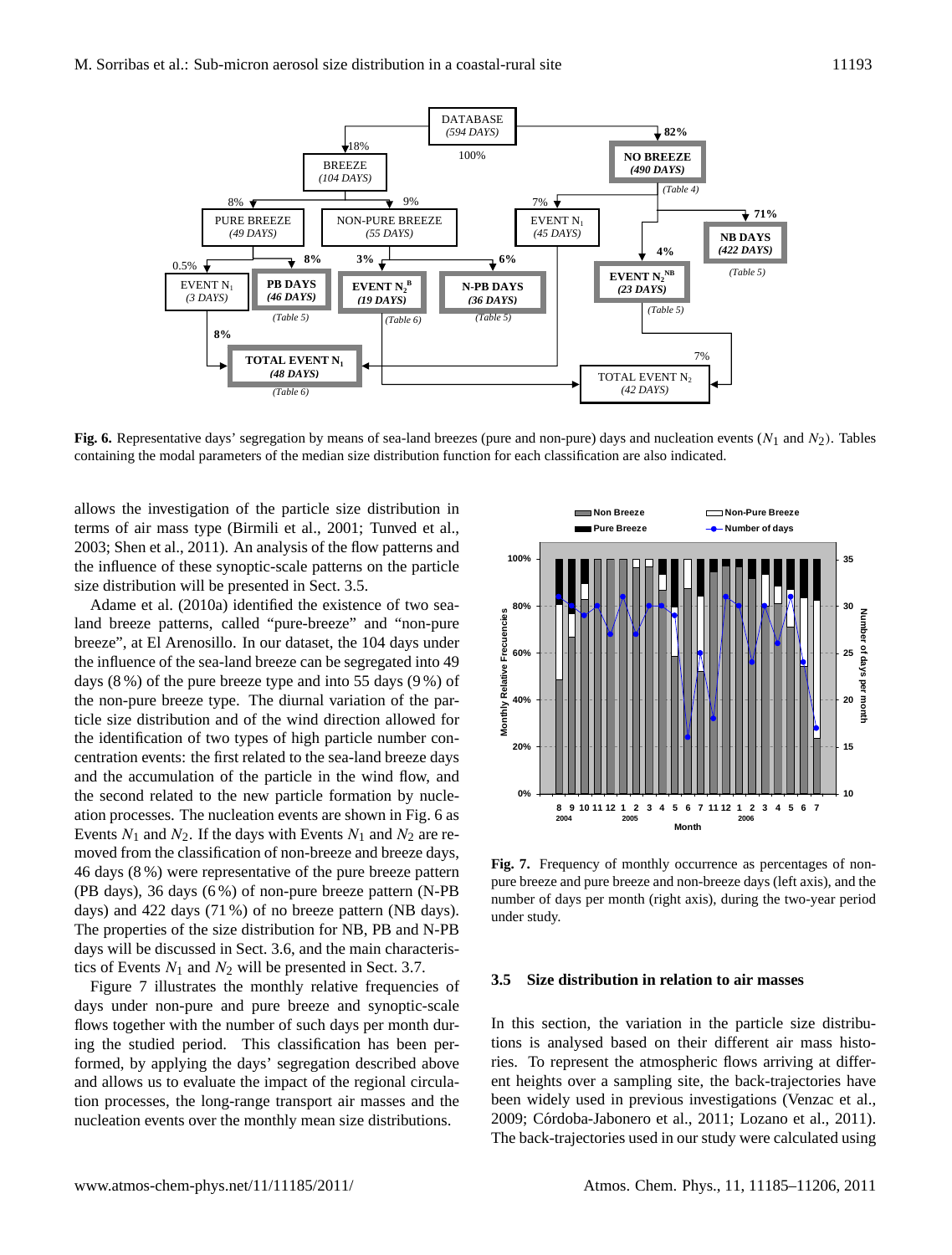DATABASE
(594 DAYS)
100%
18%
82%
BREEZE
(104 DAYS)
NO BREEZE
(490 DAYS)
(Table 4)
8%
9%
7%
71%
PURE BREEZE
(49 DAYS)
NON-PURE BREEZE
(55 DAYS)
EVENT $N_1$
(45 DAYS)
NB DAYS
(422 DAYS)
(Table 5)
0.5%
8%
3%
6%
4%
EVENT $N_1$
(3 DAYS)
PB DAYS
(46 DAYS)
(Table 5)
EVENT $N_2^B$
(19 DAYS)
(Table 6)
N-PB DAYS
(36 DAYS)
(Table 5)
EVENT $N_2^{NB}$
(23 DAYS)
(Table 5)
8%
7%
TOTAL EVENT $N_1$
(48 DAYS)
(Table 6)
TOTAL EVENT $N_2$
(42 DAYS)

**Fig. 6.** Representative days' segregation by means of sea-land breezes (pure and non-pure) days and nucleation events ($N_1$ and $N_2$). Tables containing the modal parameters of the median size distribution function for each classification are also indicated.

allows the investigation of the particle size distribution in terms of air mass type (Birmili et al., 2001; Tunved et al., 2003; Shen et al., 2011). An analysis of the flow patterns and the influence of these synoptic-scale patterns on the particle size distribution will be presented in Sect. 3.5.

Adame et al. (2010a) identified the existence of two sea-land breeze patterns, called "pure-breeze" and "non-pure breeze", at El Arenosillo. In our dataset, the 104 days under the influence of the sea-land breeze can be segregated into 49 days (8 %) of the pure breeze type and into 55 days (9 %) of the non-pure breeze type. The diurnal variation of the particle size distribution and of the wind direction allowed for the identification of two types of high particle number concentration events: the first related to the sea-land breeze days and the accumulation of the particle in the wind flow, and the second related to the new particle formation by nucleation processes. The nucleation events are shown in Fig. 6 as Events $N_1$ and $N_2$. If the days with Events $N_1$ and $N_2$ are removed from the classification of non-breeze and breeze days, 46 days (8 %) were representative of the pure breeze pattern (PB days), 36 days (6 %) of non-pure breeze pattern (N-PB days) and 422 days (71 %) of no breeze pattern (NB days). The properties of the size distribution for NB, PB and N-PB days will be discussed in Sect. 3.6, and the main characteristics of Events $N_1$ and $N_2$ will be presented in Sect. 3.7.

Figure 7 illustrates the monthly relative frequencies of days under non-pure and pure breeze and synoptic-scale flows together with the number of such days per month during the studied period. This classification has been performed, by applying the days' segregation described above and allows us to evaluate the impact of the regional circulation processes, the long-range transport air masses and the nucleation events over the monthly mean size distributions.

Non Breeze
Non-Pure Breeze
Pure Breeze
Number of days
Monthly Relative Frecuencies
Number of days per month
100%
80%
60%
40%
20%
0%
35
30
25
20
15
10
8 9 10 11 12 1 2 3 4 5 6 7 11 12 1 2 3 4 5 6 7
2004
2005
2006
Month

**Fig. 7.** Frequency of monthly occurrence as percentages of non-pure breeze and pure breeze and non-breeze days (left axis), and the number of days per month (right axis), during the two-year period under study.

### 3.5 Size distribution in relation to air masses

In this section, the variation in the particle size distributions is analysed based on their different air mass histories. To represent the atmospheric flows arriving at different heights over a sampling site, the back-trajectories have been widely used in previous investigations (Venzac et al., 2009; Córdoba-Jabonero et al., 2011; Lozano et al., 2011). The back-trajectories used in our study were calculated using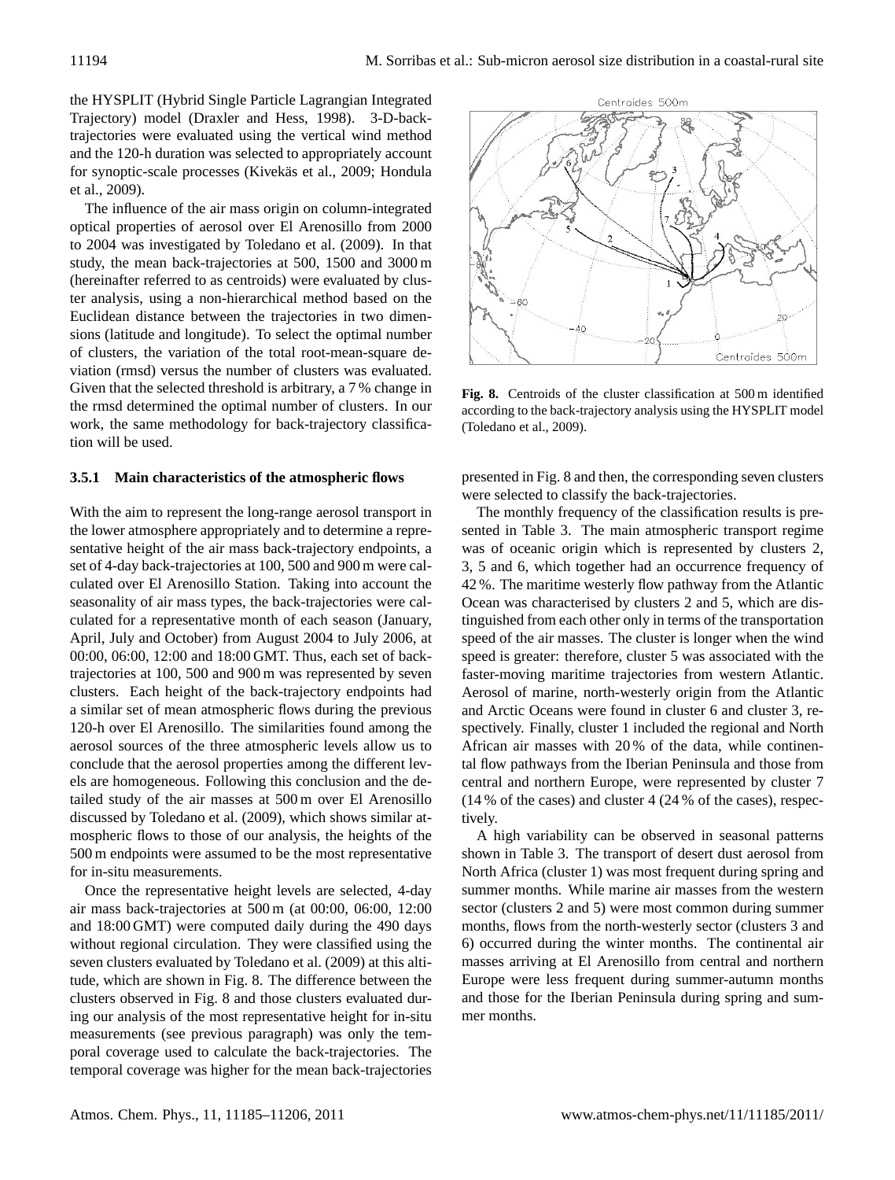the HYSPLIT (Hybrid Single Particle Lagrangian Integrated Trajectory) model (Draxler and Hess, 1998). 3-D-back-trajectories were evaluated using the vertical wind method and the 120-h duration was selected to appropriately account for synoptic-scale processes (Kivekäs et al., 2009; Hondula et al., 2009).

The influence of the air mass origin on column-integrated optical properties of aerosol over El Arenosillo from 2000 to 2004 was investigated by Toledano et al. (2009). In that study, the mean back-trajectories at 500, 1500 and 3000 m (hereinafter referred to as centroids) were evaluated by cluster analysis, using a non-hierarchical method based on the Euclidean distance between the trajectories in two dimensions (latitude and longitude). To select the optimal number of clusters, the variation of the total root-mean-square deviation (rmsd) versus the number of clusters was evaluated. Given that the selected threshold is arbitrary, a 7 % change in the rmsd determined the optimal number of clusters. In our work, the same methodology for back-trajectory classification will be used.

### 3.5.1 Main characteristics of the atmospheric flows

With the aim to represent the long-range aerosol transport in the lower atmosphere appropriately and to determine a representative height of the air mass back-trajectory endpoints, a set of 4-day back-trajectories at 100, 500 and 900 m were calculated over El Arenosillo Station. Taking into account the seasonality of air mass types, the back-trajectories were calculated for a representative month of each season (January, April, July and October) from August 2004 to July 2006, at 00:00, 06:00, 12:00 and 18:00 GMT. Thus, each set of back-trajectories at 100, 500 and 900 m was represented by seven clusters. Each height of the back-trajectory endpoints had a similar set of mean atmospheric flows during the previous 120-h over El Arenosillo. The similarities found among the aerosol sources of the three atmospheric levels allow us to conclude that the aerosol properties among the different levels are homogeneous. Following this conclusion and the detailed study of the air masses at 500 m over El Arenosillo discussed by Toledano et al. (2009), which shows similar atmospheric flows to those of our analysis, the heights of the 500 m endpoints were assumed to be the most representative for in-situ measurements.

Once the representative height levels are selected, 4-day air mass back-trajectories at 500 m (at 00:00, 06:00, 12:00 and 18:00 GMT) were computed daily during the 490 days without regional circulation. They were classified using the seven clusters evaluated by Toledano et al. (2009) at this altitude, which are shown in Fig. 8. The difference between the clusters observed in Fig. 8 and those clusters evaluated during our analysis of the most representative height for in-situ measurements (see previous paragraph) was only the temporal coverage used to calculate the back-trajectories. The temporal coverage was higher for the mean back-trajectories presented in Fig. 8 and then, the corresponding seven clusters were selected to classify the back-trajectories.

Centroids 500m

**Fig. 8.** Centroids of the cluster classification at 500 m identified according to the back-trajectory analysis using the HYSPLIT model (Toledano et al., 2009).

The monthly frequency of the classification results is presented in Table 3. The main atmospheric transport regime was of oceanic origin which is represented by clusters 2, 3, 5 and 6, which together had an occurrence frequency of 42 %. The maritime westerly flow pathway from the Atlantic Ocean was characterised by clusters 2 and 5, which are distinguished from each other only in terms of the transportation speed of the air masses. The cluster is longer when the wind speed is greater: therefore, cluster 5 was associated with the faster-moving maritime trajectories from western Atlantic. Aerosol of marine, north-westerly origin from the Atlantic and Arctic Oceans were found in cluster 6 and cluster 3, respectively. Finally, cluster 1 included the regional and North African air masses with 20 % of the data, while continental flow pathways from the Iberian Peninsula and those from central and northern Europe, were represented by cluster 7 (14 % of the cases) and cluster 4 (24 % of the cases), respectively.

A high variability can be observed in seasonal patterns shown in Table 3. The transport of desert dust aerosol from North Africa (cluster 1) was most frequent during spring and summer months. While marine air masses from the western sector (clusters 2 and 5) were most common during summer months, flows from the north-westerly sector (clusters 3 and 6) occurred during the winter months. The continental air masses arriving at El Arenosillo from central and northern Europe were less frequent during summer-autumn months and those for the Iberian Peninsula during spring and summer months.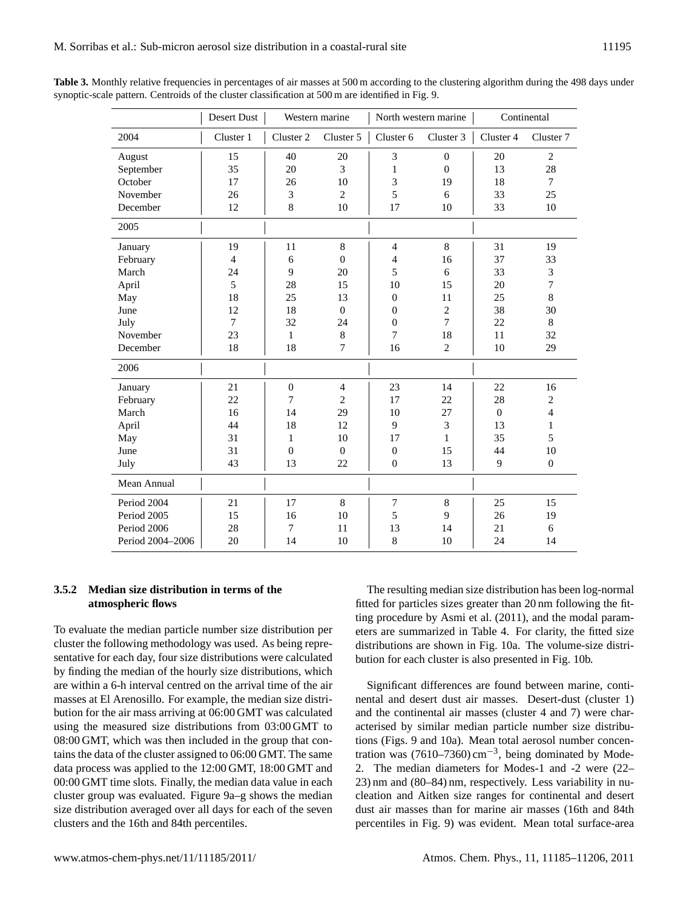**Table 3.** Monthly relative frequencies in percentages of air masses at 500 m according to the clustering algorithm during the 498 days under synoptic-scale pattern. Centroids of the cluster classification at 500 m are identified in Fig. 9.

| | Desert Dust | Western marine | | North western marine | | Continental | |
|---|---|---|---|---|---|---|---|
| 2004 | Cluster 1 | Cluster 2 | Cluster 5 | Cluster 6 | Cluster 3 | Cluster 4 | Cluster 7 |
| August | 15 | 40 | 20 | 3 | 0 | 20 | 2 |
| September | 35 | 20 | 3 | 1 | 0 | 13 | 28 |
| October | 17 | 26 | 10 | 3 | 19 | 18 | 7 |
| November | 26 | 3 | 2 | 5 | 6 | 33 | 25 |
| December | 12 | 8 | 10 | 17 | 10 | 33 | 10 |
| 2005 | | | | | | | |
| January | 19 | 11 | 8 | 4 | 8 | 31 | 19 |
| February | 4 | 6 | 0 | 4 | 16 | 37 | 33 |
| March | 24 | 9 | 20 | 5 | 6 | 33 | 3 |
| April | 5 | 28 | 15 | 10 | 15 | 20 | 7 |
| May | 18 | 25 | 13 | 0 | 11 | 25 | 8 |
| June | 12 | 18 | 0 | 0 | 2 | 38 | 30 |
| July | 7 | 32 | 24 | 0 | 7 | 22 | 8 |
| November | 23 | 1 | 8 | 7 | 18 | 11 | 32 |
| December | 18 | 18 | 7 | 16 | 2 | 10 | 29 |
| 2006 | | | | | | | |
| January | 21 | 0 | 4 | 23 | 14 | 22 | 16 |
| February | 22 | 7 | 2 | 17 | 22 | 28 | 2 |
| March | 16 | 14 | 29 | 10 | 27 | 0 | 4 |
| April | 44 | 18 | 12 | 9 | 3 | 13 | 1 |
| May | 31 | 1 | 10 | 17 | 1 | 35 | 5 |
| June | 31 | 0 | 0 | 0 | 15 | 44 | 10 |
| July | 43 | 13 | 22 | 0 | 13 | 9 | 0 |
| Mean Annual | | | | | | | |
| Period 2004 | 21 | 17 | 8 | 7 | 8 | 25 | 15 |
| Period 2005 | 15 | 16 | 10 | 5 | 9 | 26 | 19 |
| Period 2006 | 28 | 7 | 11 | 13 | 14 | 21 | 6 |
| Period 2004–2006 | 20 | 14 | 10 | 8 | 10 | 24 | 14 |

#### 3.5.2 Median size distribution in terms of the atmospheric flows

To evaluate the median particle number size distribution per cluster the following methodology was used. As being representative for each day, four size distributions were calculated by finding the median of the hourly size distributions, which are within a 6-h interval centred on the arrival time of the air masses at El Arenosillo. For example, the median size distribution for the air mass arriving at 06:00 GMT was calculated using the measured size distributions from 03:00 GMT to 08:00 GMT, which was then included in the group that contains the data of the cluster assigned to 06:00 GMT. The same data process was applied to the 12:00 GMT, 18:00 GMT and 00:00 GMT time slots. Finally, the median data value in each cluster group was evaluated. Figure 9a–g shows the median size distribution averaged over all days for each of the seven clusters and the 16th and 84th percentiles.

The resulting median size distribution has been log-normal fitted for particles sizes greater than 20 nm following the fitting procedure by Asmi et al. (2011), and the modal parameters are summarized in Table 4. For clarity, the fitted size distributions are shown in Fig. 10a. The volume-size distribution for each cluster is also presented in Fig. 10b.

Significant differences are found between marine, continental and desert dust air masses. Desert-dust (cluster 1) and the continental air masses (cluster 4 and 7) were characterised by similar median particle number size distributions (Figs. 9 and 10a). Mean total aerosol number concentration was (7610–7360) $cm^{-3}$, being dominated by Mode-2. The median diameters for Modes-1 and -2 were (22–23) nm and (80–84) nm, respectively. Less variability in nucleation and Aitken size ranges for continental and desert dust air masses than for marine air masses (16th and 84th percentiles in Fig. 9) was evident. Mean total surface-area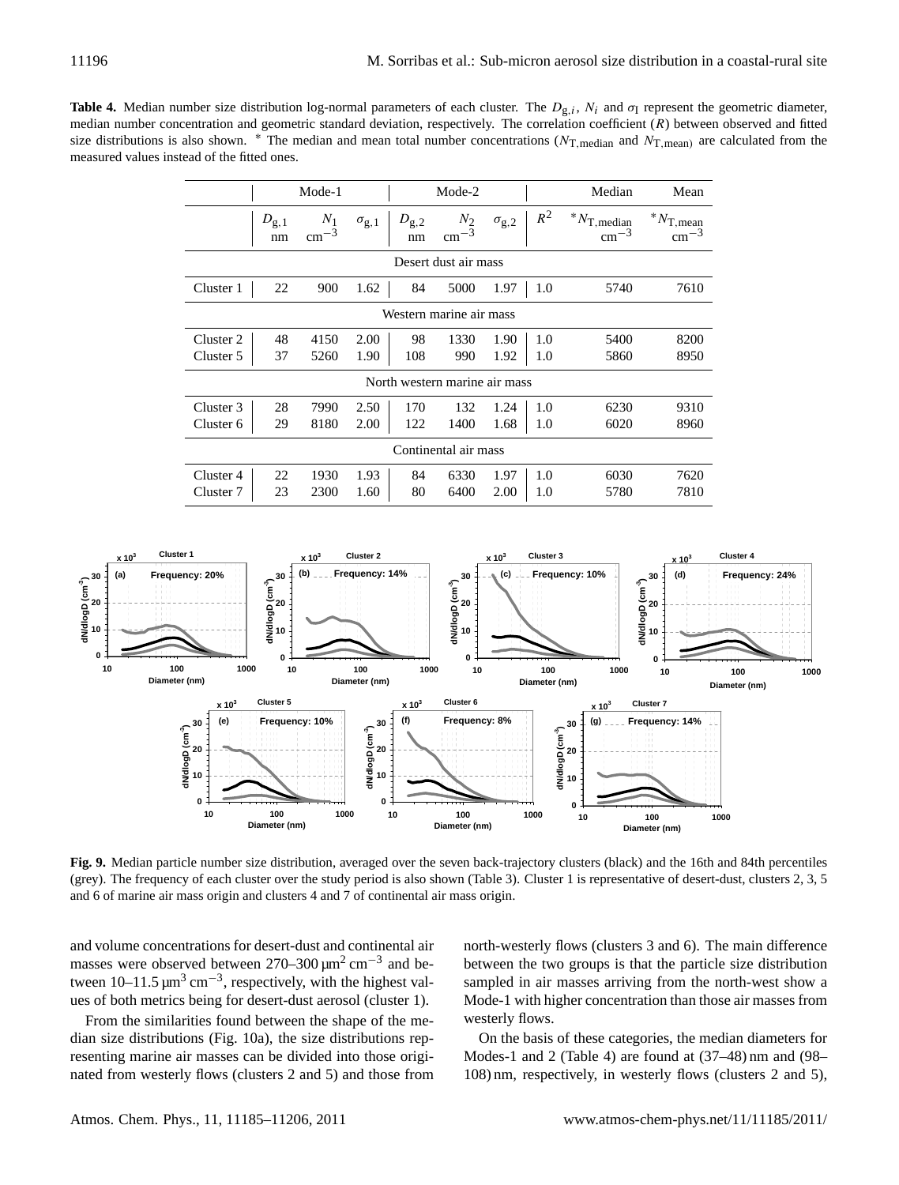**Table 4.** Median number size distribution log-normal parameters of each cluster. The $D_{g,i}$, $N_i$ and $\sigma_I$ represent the geometric diameter, median number concentration and geometric standard deviation, respectively. The correlation coefficient ($R$) between observed and fitted size distributions is also shown. * The median and mean total number concentrations ($N_{T,median}$ and $N_{T,mean}$) are calculated from the measured values instead of the fitted ones.

| | Mode-1 | | | Mode-2 | | | | Median | Mean |
|---|---|---|---|---|---|---|---|---|---|
| | $D_{g,1}$ nm | $N_1$ $cm^{-3}$ | $\sigma_{g,1}$ | $D_{g,2}$ nm | $N_2$ $cm^{-3}$ | $\sigma_{g,2}$ | $R^2$ | $^*N_{T,median}$ $cm^{-3}$ | $^*N_{T,mean}$ $cm^{-3}$ |
| Desert dust air mass | | | | | | | | | |
| Cluster 1 | 22 | 900 | 1.62 | 84 | 5000 | 1.97 | 1.0 | 5740 | 7610 |
| Western marine air mass | | | | | | | | | |
| Cluster 2 | 48 | 4150 | 2.00 | 98 | 1330 | 1.90 | 1.0 | 5400 | 8200 |
| Cluster 5 | 37 | 5260 | 1.90 | 108 | 990 | 1.92 | 1.0 | 5860 | 8950 |
| North western marine air mass | | | | | | | | | |
| Cluster 3 | 28 | 7990 | 2.50 | 170 | 132 | 1.24 | 1.0 | 6230 | 9310 |
| Cluster 6 | 29 | 8180 | 2.00 | 122 | 1400 | 1.68 | 1.0 | 6020 | 8960 |
| Continental air mass | | | | | | | | | |
| Cluster 4 | 22 | 1930 | 1.93 | 84 | 6330 | 1.97 | 1.0 | 6030 | 7620 |
| Cluster 7 | 23 | 2300 | 1.60 | 80 | 6400 | 2.00 | 1.0 | 5780 | 7810 |

Cluster 1
(a) Frequency: 20%
Cluster 2
(b) Frequency: 14%
Cluster 3
(c) Frequency: 10%
Cluster 4
(d) Frequency: 24%
Cluster 5
(e) Frequency: 10%
Cluster 6
(f) Frequency: 8%
Cluster 7
(g) Frequency: 14%
x $10^3$
dN/dlogD ($cm^{-3}$)
Diameter (nm)

**Fig. 9.** Median particle number size distribution, averaged over the seven back-trajectory clusters (black) and the 16th and 84th percentiles (grey). The frequency of each cluster over the study period is also shown (Table 3). Cluster 1 is representative of desert-dust, clusters 2, 3, 5 and 6 of marine air mass origin and clusters 4 and 7 of continental air mass origin.

and volume concentrations for desert-dust and continental air masses were observed between 270–300 $\mu m^2\,cm^{-3}$ and between 10–11.5 $\mu m^3\,cm^{-3}$, respectively, with the highest values of both metrics being for desert-dust aerosol (cluster 1).

From the similarities found between the shape of the median size distributions (Fig. 10a), the size distributions representing marine air masses can be divided into those originated from westerly flows (clusters 2 and 5) and those from north-westerly flows (clusters 3 and 6). The main difference between the two groups is that the particle size distribution sampled in air masses arriving from the north-west show a Mode-1 with higher concentration than those air masses from westerly flows.

On the basis of these categories, the median diameters for Modes-1 and 2 (Table 4) are found at (37–48) nm and (98–108) nm, respectively, in westerly flows (clusters 2 and 5),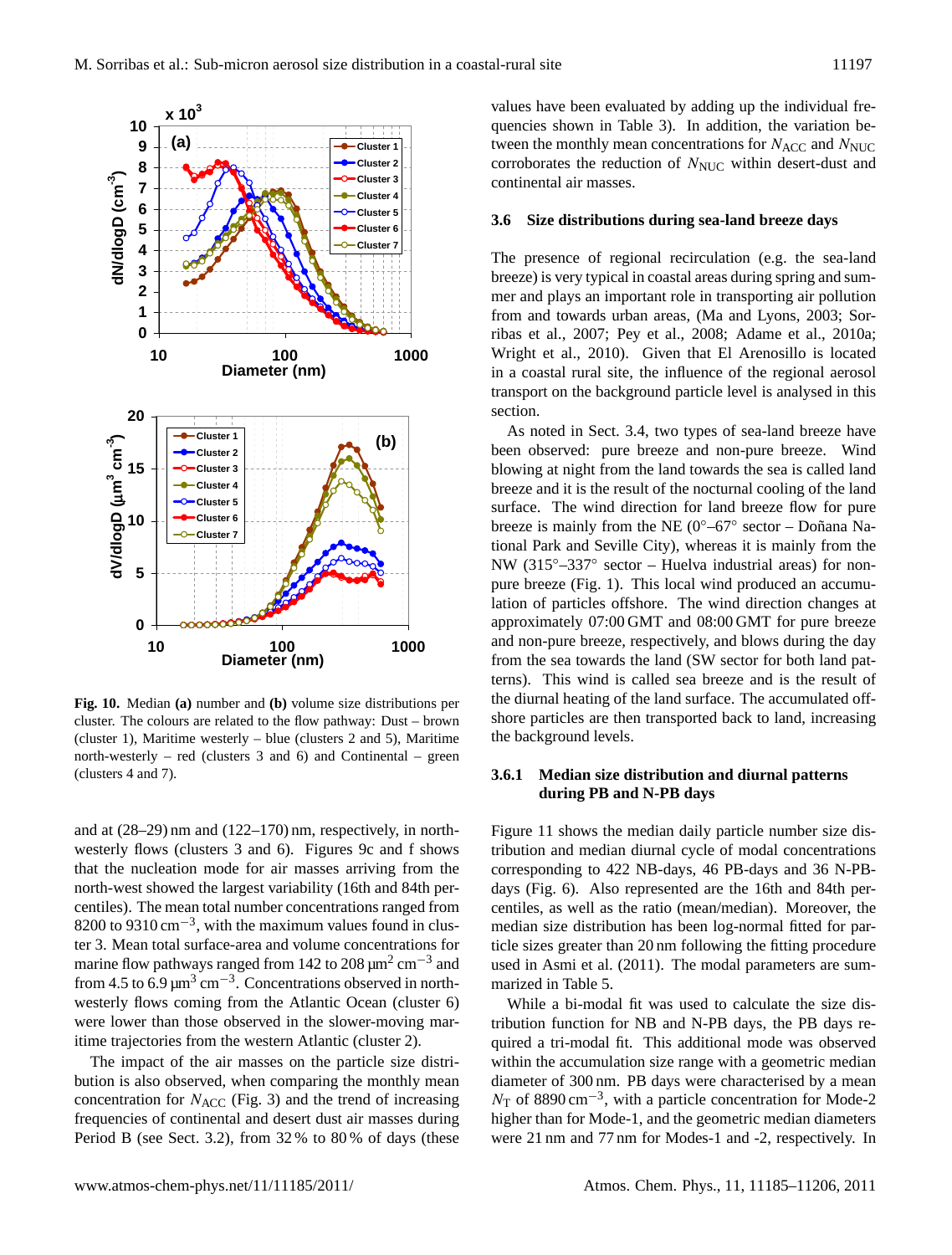x $10^3$

10
9
8
7
6
5
4
3
2
1
0

dN/dlogD ($cm^{-3}$)

(a)

Cluster 1
Cluster 2
Cluster 3
Cluster 4
Cluster 5
Cluster 6
Cluster 7

10
100
1000
Diameter (nm)

20
15
10
5
0

dV/dlogD ($\mu m^3$ $cm^{-3}$)

(b)

Cluster 1
Cluster 2
Cluster 3
Cluster 4
Cluster 5
Cluster 6
Cluster 7

10
100
1000
Diameter (nm)

**Fig. 10.** Median **(a)** number and **(b)** volume size distributions per cluster. The colours are related to the flow pathway: Dust – brown (cluster 1), Maritime westerly – blue (clusters 2 and 5), Maritime north-westerly – red (clusters 3 and 6) and Continental – green (clusters 4 and 7).

and at (28–29) nm and (122–170) nm, respectively, in north-westerly flows (clusters 3 and 6). Figures 9c and f shows that the nucleation mode for air masses arriving from the north-west showed the largest variability (16th and 84th percentiles). The mean total number concentrations ranged from 8200 to 9310 $cm^{-3}$, with the maximum values found in cluster 3. Mean total surface-area and volume concentrations for marine flow pathways ranged from 142 to 208 $\mu m^2$ $cm^{-3}$ and from 4.5 to 6.9 $\mu m^3$ $cm^{-3}$. Concentrations observed in north-westerly flows coming from the Atlantic Ocean (cluster 6) were lower than those observed in the slower-moving maritime trajectories from the western Atlantic (cluster 2).

The impact of the air masses on the particle size distribution is also observed, when comparing the monthly mean concentration for $N_{ACC}$ (Fig. 3) and the trend of increasing frequencies of continental and desert dust air masses during Period B (see Sect. 3.2), from 32 % to 80 % of days (these values have been evaluated by adding up the individual frequencies shown in Table 3). In addition, the variation between the monthly mean concentrations for $N_{ACC}$ and $N_{NUC}$ corroborates the reduction of $N_{NUC}$ within desert-dust and continental air masses.

### 3.6 Size distributions during sea-land breeze days

The presence of regional recirculation (e.g. the sea-land breeze) is very typical in coastal areas during spring and summer and plays an important role in transporting air pollution from and towards urban areas, (Ma and Lyons, 2003; Sorribas et al., 2007; Pey et al., 2008; Adame et al., 2010a; Wright et al., 2010). Given that El Arenosillo is located in a coastal rural site, the influence of the regional aerosol transport on the background particle level is analysed in this section.

As noted in Sect. 3.4, two types of sea-land breeze have been observed: pure breeze and non-pure breeze. Wind blowing at night from the land towards the sea is called land breeze and it is the result of the nocturnal cooling of the land surface. The wind direction for land breeze flow for pure breeze is mainly from the NE (0°–67° sector – Doñana National Park and Seville City), whereas it is mainly from the NW (315°–337° sector – Huelva industrial areas) for non-pure breeze (Fig. 1). This local wind produced an accumulation of particles offshore. The wind direction changes at approximately 07:00 GMT and 08:00 GMT for pure breeze and non-pure breeze, respectively, and blows during the day from the sea towards the land (SW sector for both land patterns). This wind is called sea breeze and is the result of the diurnal heating of the land surface. The accumulated offshore particles are then transported back to land, increasing the background levels.

#### 3.6.1 Median size distribution and diurnal patterns during PB and N-PB days

Figure 11 shows the median daily particle number size distribution and median diurnal cycle of modal concentrations corresponding to 422 NB-days, 46 PB-days and 36 N-PB-days (Fig. 6). Also represented are the 16th and 84th percentiles, as well as the ratio (mean/median). Moreover, the median size distribution has been log-normal fitted for particle sizes greater than 20 nm following the fitting procedure used in Asmi et al. (2011). The modal parameters are summarized in Table 5.

While a bi-modal fit was used to calculate the size distribution function for NB and N-PB days, the PB days required a tri-modal fit. This additional mode was observed within the accumulation size range with a geometric median diameter of 300 nm. PB days were characterised by a mean $N_T$ of 8890 $cm^{-3}$, with a particle concentration for Mode-2 higher than for Mode-1, and the geometric median diameters were 21 nm and 77 nm for Modes-1 and -2, respectively. In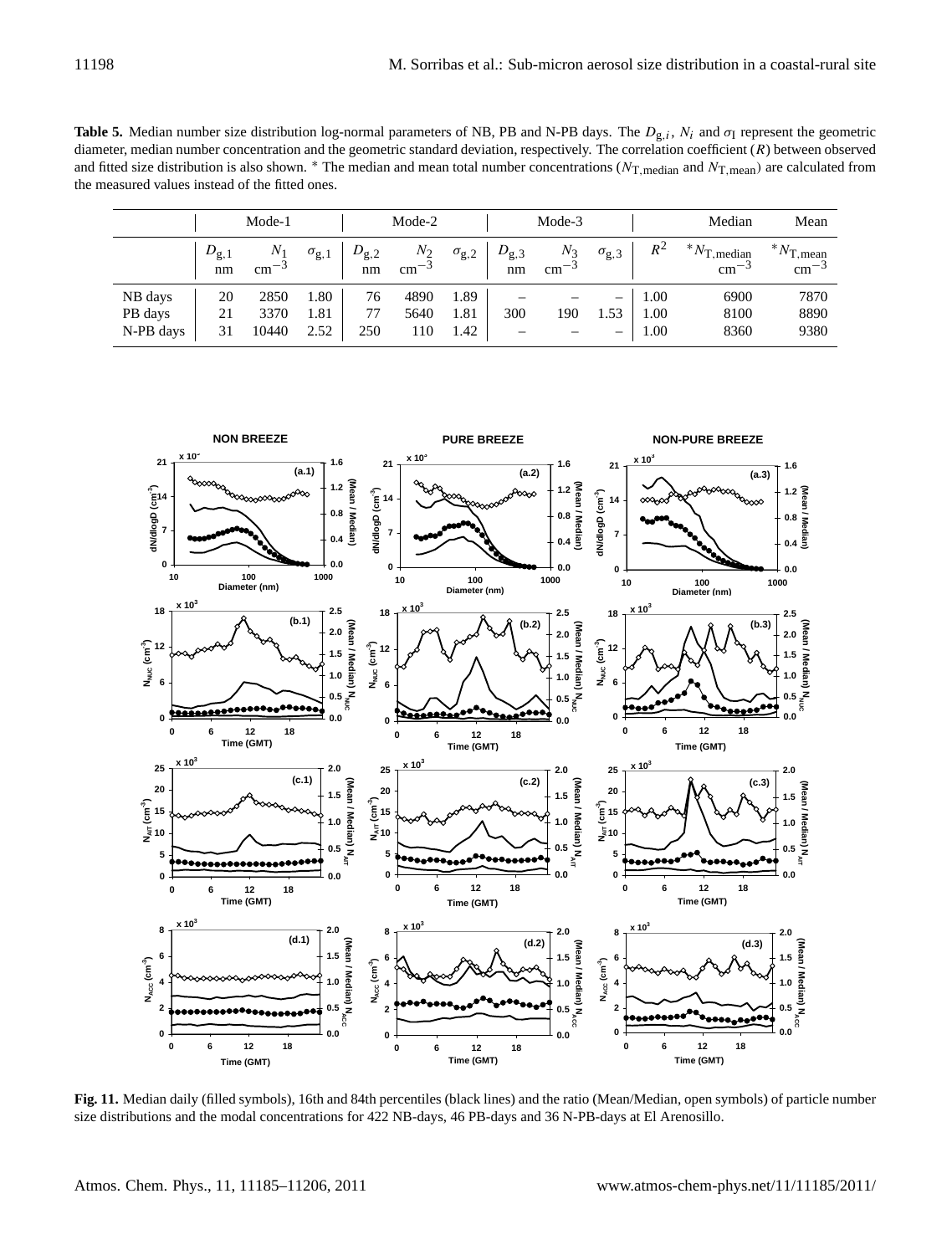**Table 5.** Median number size distribution log-normal parameters of NB, PB and N-PB days. The $D_{g,i}$, $N_i$ and $\sigma_I$ represent the geometric diameter, median number concentration and the geometric standard deviation, respectively. The correlation coefficient ($R$) between observed and fitted size distribution is also shown. * The median and mean total number concentrations ($N_{T,median}$ and $N_{T,mean}$) are calculated from the measured values instead of the fitted ones.

| | Mode-1 | | | Mode-2 | | | Mode-3 | | | | Median | Mean |
|---|---|---|---|---|---|---|---|---|---|---|---|---|
| | $D_{g,1}$ nm | $N_1$ $cm^{-3}$ | $\sigma_{g,1}$ | $D_{g,2}$ nm | $N_2$ $cm^{-3}$ | $\sigma_{g,2}$ | $D_{g,3}$ nm | $N_3$ $cm^{-3}$ | $\sigma_{g,3}$ | $R^2$ | $^*N_{T,median}$ $cm^{-3}$ | $^*N_{T,mean}$ $cm^{-3}$ |
| NB days | 20 | 2850 | 1.80 | 76 | 4890 | 1.89 | – | – | – | 1.00 | 6900 | 7870 |
| PB days | 21 | 3370 | 1.81 | 77 | 5640 | 1.81 | 300 | 190 | 1.53 | 1.00 | 8100 | 8890 |
| N-PB days | 31 | 10440 | 2.52 | 250 | 110 | 1.42 | – | – | – | 1.00 | 8360 | 9380 |

NON BREEZE

PURE BREEZE

NON-PURE BREEZE

(a.1) (a.2) (a.3)

dN/dlogD (cm$^{-3}$)

(Mean / Median)

Diameter (nm)

(b.1) (b.2) (b.3)

$N_{NUC}$ (cm$^{-3}$)

(Mean / Median) $N_{NUC}$

(c.1) (c.2) (c.3)

$N_{AIT}$ (cm$^{-3}$)

(Mean / Median) $N_{AIT}$

(d.1) (d.2) (d.3)

$N_{ACC}$ (cm$^{-3}$)

(Mean / Median) $N_{ACC}$

Time (GMT)

**Fig. 11.** Median daily (filled symbols), 16th and 84th percentiles (black lines) and the ratio (Mean/Median, open symbols) of particle number size distributions and the modal concentrations for 422 NB-days, 46 PB-days and 36 N-PB-days at El Arenosillo.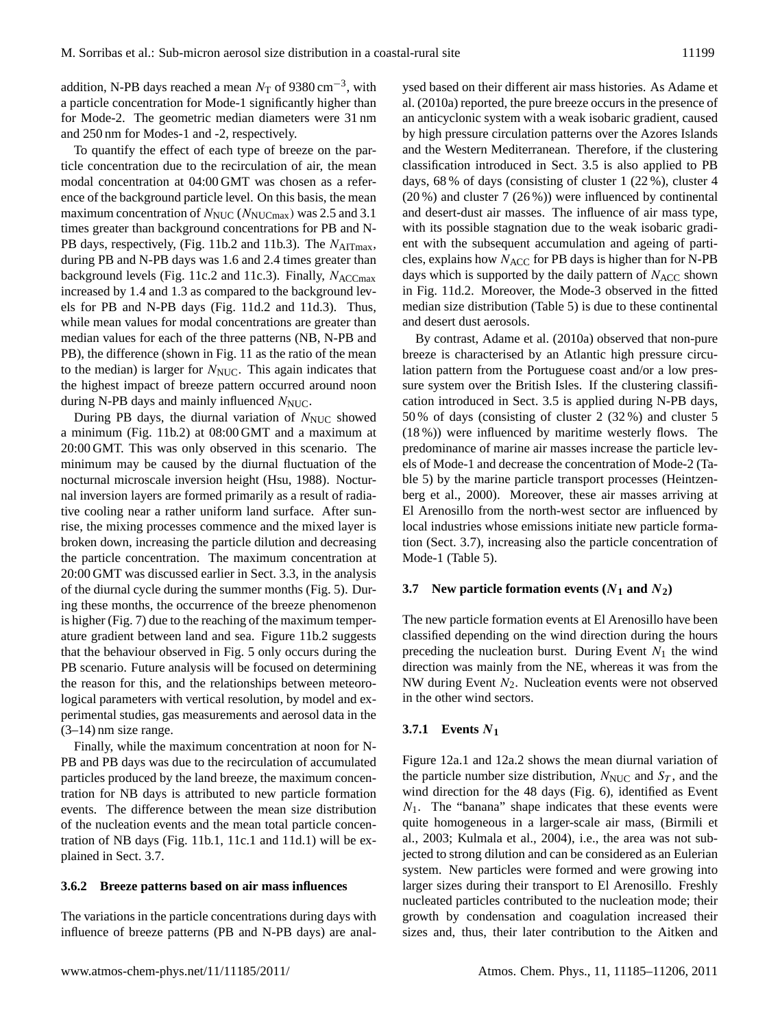addition, N-PB days reached a mean $N_T$ of 9380 $cm^{-3}$, with a particle concentration for Mode-1 significantly higher than for Mode-2. The geometric median diameters were 31 nm and 250 nm for Modes-1 and -2, respectively.

To quantify the effect of each type of breeze on the particle concentration due to the recirculation of air, the mean modal concentration at 04:00 GMT was chosen as a reference of the background particle level. On this basis, the mean maximum concentration of $N_{NUC}$ ($N_{NUCmax}$) was 2.5 and 3.1 times greater than background concentrations for PB and N-PB days, respectively, (Fig. 11b.2 and 11b.3). The $N_{AITmax}$, during PB and N-PB days was 1.6 and 2.4 times greater than background levels (Fig. 11c.2 and 11c.3). Finally, $N_{ACCmax}$ increased by 1.4 and 1.3 as compared to the background levels for PB and N-PB days (Fig. 11d.2 and 11d.3). Thus, while mean values for modal concentrations are greater than median values for each of the three patterns (NB, N-PB and PB), the difference (shown in Fig. 11 as the ratio of the mean to the median) is larger for $N_{NUC}$. This again indicates that the highest impact of breeze pattern occurred around noon during N-PB days and mainly influenced $N_{NUC}$.

During PB days, the diurnal variation of $N_{NUC}$ showed a minimum (Fig. 11b.2) at 08:00 GMT and a maximum at 20:00 GMT. This was only observed in this scenario. The minimum may be caused by the diurnal fluctuation of the nocturnal microscale inversion height (Hsu, 1988). Nocturnal inversion layers are formed primarily as a result of radiative cooling near a rather uniform land surface. After sunrise, the mixing processes commence and the mixed layer is broken down, increasing the particle dilution and decreasing the particle concentration. The maximum concentration at 20:00 GMT was discussed earlier in Sect. 3.3, in the analysis of the diurnal cycle during the summer months (Fig. 5). During these months, the occurrence of the breeze phenomenon is higher (Fig. 7) due to the reaching of the maximum temperature gradient between land and sea. Figure 11b.2 suggests that the behaviour observed in Fig. 5 only occurs during the PB scenario. Future analysis will be focused on determining the reason for this, and the relationships between meteorological parameters with vertical resolution, by model and experimental studies, gas measurements and aerosol data in the (3–14) nm size range.

Finally, while the maximum concentration at noon for N-PB and PB days was due to the recirculation of accumulated particles produced by the land breeze, the maximum concentration for NB days is attributed to new particle formation events. The difference between the mean size distribution of the nucleation events and the mean total particle concentration of NB days (Fig. 11b.1, 11c.1 and 11d.1) will be explained in Sect. 3.7.

#### 3.6.2 Breeze patterns based on air mass influences

The variations in the particle concentrations during days with influence of breeze patterns (PB and N-PB days) are analysed based on their different air mass histories. As Adame et al. (2010a) reported, the pure breeze occurs in the presence of an anticyclonic system with a weak isobaric gradient, caused by high pressure circulation patterns over the Azores Islands and the Western Mediterranean. Therefore, if the clustering classification introduced in Sect. 3.5 is also applied to PB days, 68 % of days (consisting of cluster 1 (22 %), cluster 4 (20 %) and cluster 7 (26 %)) were influenced by continental and desert-dust air masses. The influence of air mass type, with its possible stagnation due to the weak isobaric gradient with the subsequent accumulation and ageing of particles, explains how $N_{ACC}$ for PB days is higher than for N-PB days which is supported by the daily pattern of $N_{ACC}$ shown in Fig. 11d.2. Moreover, the Mode-3 observed in the fitted median size distribution (Table 5) is due to these continental and desert dust aerosols.

By contrast, Adame et al. (2010a) observed that non-pure breeze is characterised by an Atlantic high pressure circulation pattern from the Portuguese coast and/or a low pressure system over the British Isles. If the clustering classification introduced in Sect. 3.5 is applied during N-PB days, 50 % of days (consisting of cluster 2 (32 %) and cluster 5 (18 %)) were influenced by maritime westerly flows. The predominance of marine air masses increase the particle levels of Mode-1 and decrease the concentration of Mode-2 (Table 5) by the marine particle transport processes (Heintzenberg et al., 2000). Moreover, these air masses arriving at El Arenosillo from the north-west sector are influenced by local industries whose emissions initiate new particle formation (Sect. 3.7), increasing also the particle concentration of Mode-1 (Table 5).

### 3.7 New particle formation events ($N_1$ and $N_2$)

The new particle formation events at El Arenosillo have been classified depending on the wind direction during the hours preceding the nucleation burst. During Event $N_1$ the wind direction was mainly from the NE, whereas it was from the NW during Event $N_2$. Nucleation events were not observed in the other wind sectors.

#### 3.7.1 Events $N_1$

Figure 12a.1 and 12a.2 shows the mean diurnal variation of the particle number size distribution, $N_{NUC}$ and $S_T$, and the wind direction for the 48 days (Fig. 6), identified as Event $N_1$. The "banana" shape indicates that these events were quite homogeneous in a larger-scale air mass, (Birmili et al., 2003; Kulmala et al., 2004), i.e., the area was not subjected to strong dilution and can be considered as an Eulerian system. New particles were formed and were growing into larger sizes during their transport to El Arenosillo. Freshly nucleated particles contributed to the nucleation mode; their growth by condensation and coagulation increased their sizes and, thus, their later contribution to the Aitken and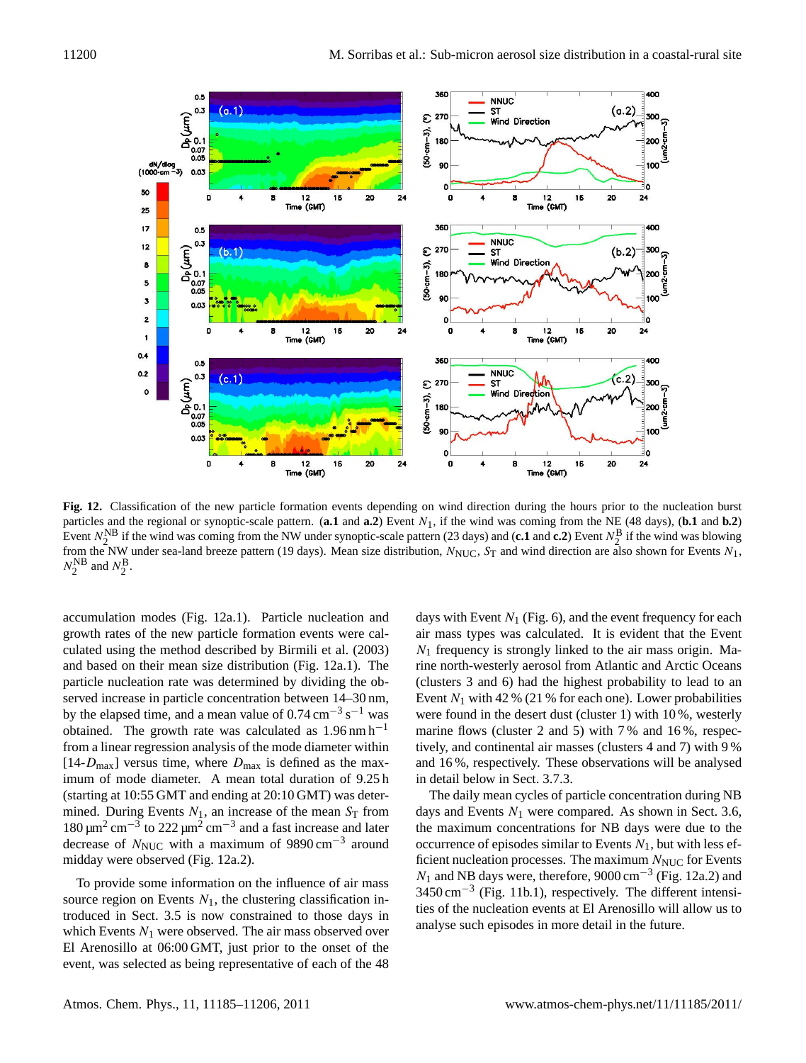(a.1)

Dp (μm)

0.5
0.3
0.1
0.07
0.05
0.03

0 4 8 12 16 20 24
Time (GMT)

dN/dlog (1000·cm−3)

50
25
17
12
8
5
3
2
1
0.4
0.2
0

NNUC
ST
Wind Direction

(a.2)

(50·cm−3), (°)

(um2·cm−3)

360
270
180
90
0

400
300
200
100
0

0 4 8 12 16 20 24
Time (GMT)

(b.1)

Dp (μm)

0.5
0.3
0.1
0.07
0.05
0.03

0 4 8 12 16 20 24
Time (GMT)

NNUC
ST
Wind Direction

(b.2)

(50·cm−3), (°)

(um2·cm−3)

360
270
180
90
0

400
300
200
100
0

0 4 8 12 16 20 24
Time (GMT)

(c.1)

Dp (μm)

0.5
0.3
0.1
0.07
0.05
0.03

0 4 8 12 16 20 24
Time (GMT)

NNUC
ST
Wind Direction

(c.2)

(50·cm−3), (°)

(um2·cm−3)

360
270
180
90
0

400
300
200
100
0

0 4 8 12 16 20 24
Time (GMT)

**Fig. 12.** Classification of the new particle formation events depending on wind direction during the hours prior to the nucleation burst particles and the regional or synoptic-scale pattern. (**a.1** and **a.2**) Event $N_1$, if the wind was coming from the NE (48 days), (**b.1** and **b.2**) Event $N_2^{NB}$ if the wind was coming from the NW under synoptic-scale pattern (23 days) and (**c.1** and **c.2**) Event $N_2^{B}$ if the wind was blowing from the NW under sea-land breeze pattern (19 days). Mean size distribution, $N_{NUC}$, $S_T$ and wind direction are also shown for Events $N_1$, $N_2^{NB}$ and $N_2^{B}$.

accumulation modes (Fig. 12a.1). Particle nucleation and growth rates of the new particle formation events were calculated using the method described by Birmili et al. (2003) and based on their mean size distribution (Fig. 12a.1). The particle nucleation rate was determined by dividing the observed increase in particle concentration between 14–30 nm, by the elapsed time, and a mean value of 0.74 $cm^{-3}$ $s^{-1}$ was obtained. The growth rate was calculated as 1.96 nm $h^{-1}$ from a linear regression analysis of the mode diameter within [14-$D_{max}$] versus time, where $D_{max}$ is defined as the maximum of mode diameter. A mean total duration of 9.25 h (starting at 10:55 GMT and ending at 20:10 GMT) was determined. During Events $N_1$, an increase of the mean $S_T$ from 180 $\mu m^2$ $cm^{-3}$ to 222 $\mu m^2$ $cm^{-3}$ and a fast increase and later decrease of $N_{NUC}$ with a maximum of 9890 $cm^{-3}$ around midday were observed (Fig. 12a.2).

To provide some information on the influence of air mass source region on Events $N_1$, the clustering classification introduced in Sect. 3.5 is now constrained to those days in which Events $N_1$ were observed. The air mass observed over El Arenosillo at 06:00 GMT, just prior to the onset of the event, was selected as being representative of each of the 48 days with Event $N_1$ (Fig. 6), and the event frequency for each air mass types was calculated. It is evident that the Event $N_1$ frequency is strongly linked to the air mass origin. Marine north-westerly aerosol from Atlantic and Arctic Oceans (clusters 3 and 6) had the highest probability to lead to an Event $N_1$ with 42 % (21 % for each one). Lower probabilities were found in the desert dust (cluster 1) with 10 %, westerly marine flows (cluster 2 and 5) with 7 % and 16 %, respectively, and continental air masses (clusters 4 and 7) with 9 % and 16 %, respectively. These observations will be analysed in detail below in Sect. 3.7.3.

The daily mean cycles of particle concentration during NB days and Events $N_1$ were compared. As shown in Sect. 3.6, the maximum concentrations for NB days were due to the occurrence of episodes similar to Events $N_1$, but with less efficient nucleation processes. The maximum $N_{NUC}$ for Events $N_1$ and NB days were, therefore, 9000 $cm^{-3}$ (Fig. 12a.2) and 3450 $cm^{-3}$ (Fig. 11b.1), respectively. The different intensities of the nucleation events at El Arenosillo will allow us to analyse such episodes in more detail in the future.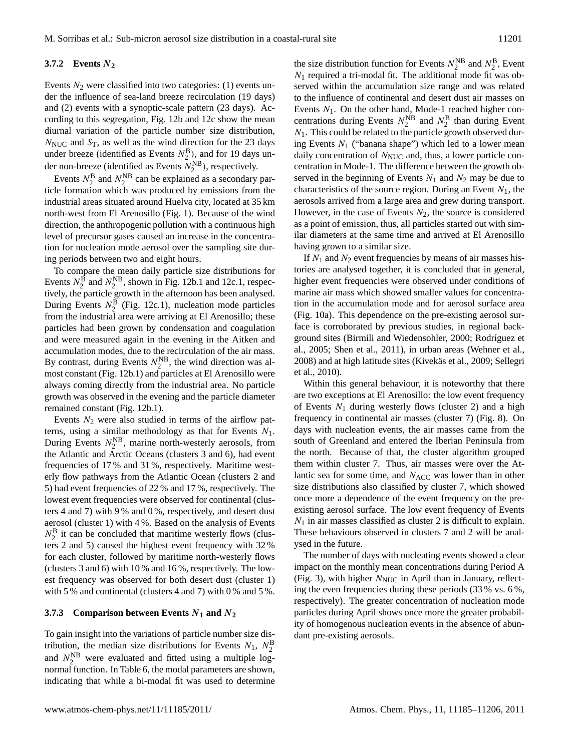### 3.7.2 Events $N_2$

Events $N_2$ were classified into two categories: (1) events under the influence of sea-land breeze recirculation (19 days) and (2) events with a synoptic-scale pattern (23 days). According to this segregation, Fig. 12b and 12c show the mean diurnal variation of the particle number size distribution, $N_{\mathrm{NUC}}$ and $S_{\mathrm{T}}$, as well as the wind direction for the 23 days under breeze (identified as Events $N_2^{\mathrm{B}}$), and for 19 days under non-breeze (identified as Events $N_2^{\mathrm{NB}}$), respectively.

Events $N_2^{\mathrm{B}}$ and $N_2^{\mathrm{NB}}$ can be explained as a secondary particle formation which was produced by emissions from the industrial areas situated around Huelva city, located at 35 km north-west from El Arenosillo (Fig. 1). Because of the wind direction, the anthropogenic pollution with a continuous high level of precursor gases caused an increase in the concentration for nucleation mode aerosol over the sampling site during periods between two and eight hours.

To compare the mean daily particle size distributions for Events $N_2^{\mathrm{B}}$ and $N_2^{\mathrm{NB}}$, shown in Fig. 12b.1 and 12c.1, respectively, the particle growth in the afternoon has been analysed. During Events $N_2^{\mathrm{B}}$ (Fig. 12c.1), nucleation mode particles from the industrial area were arriving at El Arenosillo; these particles had been grown by condensation and coagulation and were measured again in the evening in the Aitken and accumulation modes, due to the recirculation of the air mass. By contrast, during Events $N_2^{\mathrm{NB}}$, the wind direction was almost constant (Fig. 12b.1) and particles at El Arenosillo were always coming directly from the industrial area. No particle growth was observed in the evening and the particle diameter remained constant (Fig. 12b.1).

Events $N_2$ were also studied in terms of the airflow patterns, using a similar methodology as that for Events $N_1$. During Events $N_2^{\mathrm{NB}}$, marine north-westerly aerosols, from the Atlantic and Arctic Oceans (clusters 3 and 6), had event frequencies of 17 % and 31 %, respectively. Maritime westerly flow pathways from the Atlantic Ocean (clusters 2 and 5) had event frequencies of 22 % and 17 %, respectively. The lowest event frequencies were observed for continental (clusters 4 and 7) with 9 % and 0 %, respectively, and desert dust aerosol (cluster 1) with 4 %. Based on the analysis of Events $N_2^{\mathrm{B}}$ it can be concluded that maritime westerly flows (clusters 2 and 5) caused the highest event frequency with 32 % for each cluster, followed by maritime north-westerly flows (clusters 3 and 6) with 10 % and 16 %, respectively. The lowest frequency was observed for both desert dust (cluster 1) with 5 % and continental (clusters 4 and 7) with 0 % and 5 %.

### 3.7.3 Comparison between Events $N_1$ and $N_2$

To gain insight into the variations of particle number size distribution, the median size distributions for Events $N_1$, $N_2^{\mathrm{B}}$ and $N_2^{\mathrm{NB}}$ were evaluated and fitted using a multiple log-normal function. In Table 6, the modal parameters are shown, indicating that while a bi-modal fit was used to determine the size distribution function for Events $N_2^{\mathrm{NB}}$ and $N_2^{\mathrm{B}}$, Event $N_1$ required a tri-modal fit. The additional mode fit was observed within the accumulation size range and was related to the influence of continental and desert dust air masses on Events $N_1$. On the other hand, Mode-1 reached higher concentrations during Events $N_2^{\mathrm{NB}}$ and $N_2^{\mathrm{B}}$ than during Event $N_1$. This could be related to the particle growth observed during Events $N_1$ ("banana shape") which led to a lower mean daily concentration of $N_{\mathrm{NUC}}$ and, thus, a lower particle concentration in Mode-1. The difference between the growth observed in the beginning of Events $N_1$ and $N_2$ may be due to characteristics of the source region. During an Event $N_1$, the aerosols arrived from a large area and grew during transport. However, in the case of Events $N_2$, the source is considered as a point of emission, thus, all particles started out with similar diameters at the same time and arrived at El Arenosillo having grown to a similar size.

If $N_1$ and $N_2$ event frequencies by means of air masses histories are analysed together, it is concluded that in general, higher event frequencies were observed under conditions of marine air mass which showed smaller values for concentration in the accumulation mode and for aerosol surface area (Fig. 10a). This dependence on the pre-existing aerosol surface is corroborated by previous studies, in regional background sites (Birmili and Wiedensohler, 2000; Rodríguez et al., 2005; Shen et al., 2011), in urban areas (Wehner et al., 2008) and at high latitude sites (Kivekäs et al., 2009; Sellegri et al., 2010).

Within this general behaviour, it is noteworthy that there are two exceptions at El Arenosillo: the low event frequency of Events $N_1$ during westerly flows (cluster 2) and a high frequency in continental air masses (cluster 7) (Fig. 8). On days with nucleation events, the air masses came from the south of Greenland and entered the Iberian Peninsula from the north. Because of that, the cluster algorithm grouped them within cluster 7. Thus, air masses were over the Atlantic sea for some time, and $N_{\mathrm{ACC}}$ was lower than in other size distributions also classified by cluster 7, which showed once more a dependence of the event frequency on the pre-existing aerosol surface. The low event frequency of Events $N_1$ in air masses classified as cluster 2 is difficult to explain. These behaviours observed in clusters 7 and 2 will be analysed in the future.

The number of days with nucleating events showed a clear impact on the monthly mean concentrations during Period A (Fig. 3), with higher $N_{\mathrm{NUC}}$ in April than in January, reflecting the even frequencies during these periods (33 % vs. 6 %, respectively). The greater concentration of nucleation mode particles during April shows once more the greater probability of homogenous nucleation events in the absence of abundant pre-existing aerosols.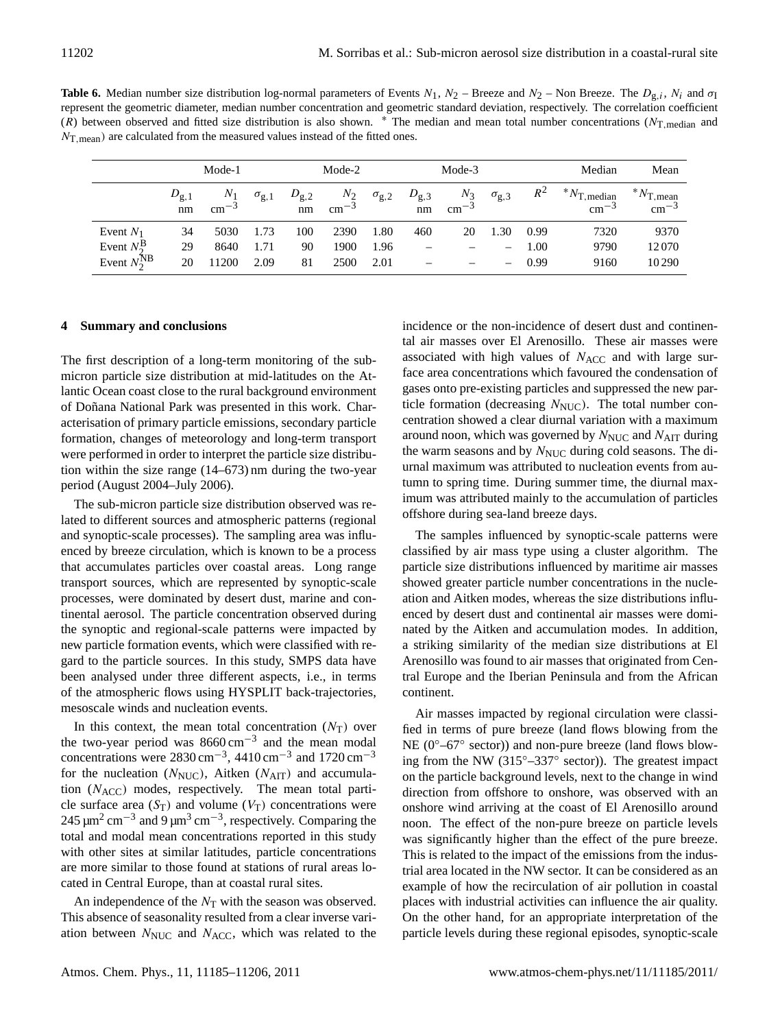**Table 6.** Median number size distribution log-normal parameters of Events $N_1$, $N_2$ – Breeze and $N_2$ – Non Breeze. The $D_{g,i}$, $N_i$ and $\sigma_I$ represent the geometric diameter, median number concentration and geometric standard deviation, respectively. The correlation coefficient ($R$) between observed and fitted size distribution is also shown. * The median and mean total number concentrations ($N_{T,median}$ and $N_{T,mean}$) are calculated from the measured values instead of the fitted ones.

| | Mode-1 | | | Mode-2 | | | Mode-3 | | | | Median | Mean |
|---|---|---|---|---|---|---|---|---|---|---|---|---|
| | $D_{g,1}$ nm | $N_1$ cm$^{-3}$ | $\sigma_{g,1}$ | $D_{g,2}$ nm | $N_2$ cm$^{-3}$ | $\sigma_{g,2}$ | $D_{g,3}$ nm | $N_3$ cm$^{-3}$ | $\sigma_{g,3}$ | $R^2$ | $^*N_{T,median}$ cm$^{-3}$ | $^*N_{T,mean}$ cm$^{-3}$ |
| Event $N_1$ | 34 | 5030 | 1.73 | 100 | 2390 | 1.80 | 460 | 20 | 1.30 | 0.99 | 7320 | 9370 |
| Event $N_2^{B}$ | 29 | 8640 | 1.71 | 90 | 1900 | 1.96 | – | – | – | 1.00 | 9790 | 12 070 |
| Event $N_2^{NB}$ | 20 | 11200 | 2.09 | 81 | 2500 | 2.01 | – | – | – | 0.99 | 9160 | 10 290 |

## 4 Summary and conclusions

The first description of a long-term monitoring of the sub-micron particle size distribution at mid-latitudes on the Atlantic Ocean coast close to the rural background environment of Doñana National Park was presented in this work. Characterisation of primary particle emissions, secondary particle formation, changes of meteorology and long-term transport were performed in order to interpret the particle size distribution within the size range (14–673) nm during the two-year period (August 2004–July 2006).

The sub-micron particle size distribution observed was related to different sources and atmospheric patterns (regional and synoptic-scale processes). The sampling area was influenced by breeze circulation, which is known to be a process that accumulates particles over coastal areas. Long range transport sources, which are represented by synoptic-scale processes, were dominated by desert dust, marine and continental aerosol. The particle concentration observed during the synoptic and regional-scale patterns were impacted by new particle formation events, which were classified with regard to the particle sources. In this study, SMPS data have been analysed under three different aspects, i.e., in terms of the atmospheric flows using HYSPLIT back-trajectories, mesoscale winds and nucleation events.

In this context, the mean total concentration ($N_T$) over the two-year period was 8660 cm$^{-3}$ and the mean modal concentrations were 2830 cm$^{-3}$, 4410 cm$^{-3}$ and 1720 cm$^{-3}$ for the nucleation ($N_{NUC}$), Aitken ($N_{AIT}$) and accumulation ($N_{ACC}$) modes, respectively. The mean total particle surface area ($S_T$) and volume ($V_T$) concentrations were 245 µm$^2$ cm$^{-3}$ and 9 µm$^3$ cm$^{-3}$, respectively. Comparing the total and modal mean concentrations reported in this study with other sites at similar latitudes, particle concentrations are more similar to those found at stations of rural areas located in Central Europe, than at coastal rural sites.

An independence of the $N_T$ with the season was observed. This absence of seasonality resulted from a clear inverse variation between $N_{NUC}$ and $N_{ACC}$, which was related to the incidence or the non-incidence of desert dust and continental air masses over El Arenosillo. These air masses were associated with high values of $N_{ACC}$ and with large surface area concentrations which favoured the condensation of gases onto pre-existing particles and suppressed the new particle formation (decreasing $N_{NUC}$). The total number concentration showed a clear diurnal variation with a maximum around noon, which was governed by $N_{NUC}$ and $N_{AIT}$ during the warm seasons and by $N_{NUC}$ during cold seasons. The diurnal maximum was attributed to nucleation events from autumn to spring time. During summer time, the diurnal maximum was attributed mainly to the accumulation of particles offshore during sea-land breeze days.

The samples influenced by synoptic-scale patterns were classified by air mass type using a cluster algorithm. The particle size distributions influenced by maritime air masses showed greater particle number concentrations in the nucleation and Aitken modes, whereas the size distributions influenced by desert dust and continental air masses were dominated by the Aitken and accumulation modes. In addition, a striking similarity of the median size distributions at El Arenosillo was found to air masses that originated from Central Europe and the Iberian Peninsula and from the African continent.

Air masses impacted by regional circulation were classified in terms of pure breeze (land flows blowing from the NE (0°–67° sector)) and non-pure breeze (land flows blowing from the NW (315°–337° sector)). The greatest impact on the particle background levels, next to the change in wind direction from offshore to onshore, was observed with an onshore wind arriving at the coast of El Arenosillo around noon. The effect of the non-pure breeze on particle levels was significantly higher than the effect of the pure breeze. This is related to the impact of the emissions from the industrial area located in the NW sector. It can be considered as an example of how the recirculation of air pollution in coastal places with industrial activities can influence the air quality. On the other hand, for an appropriate interpretation of the particle levels during these regional episodes, synoptic-scale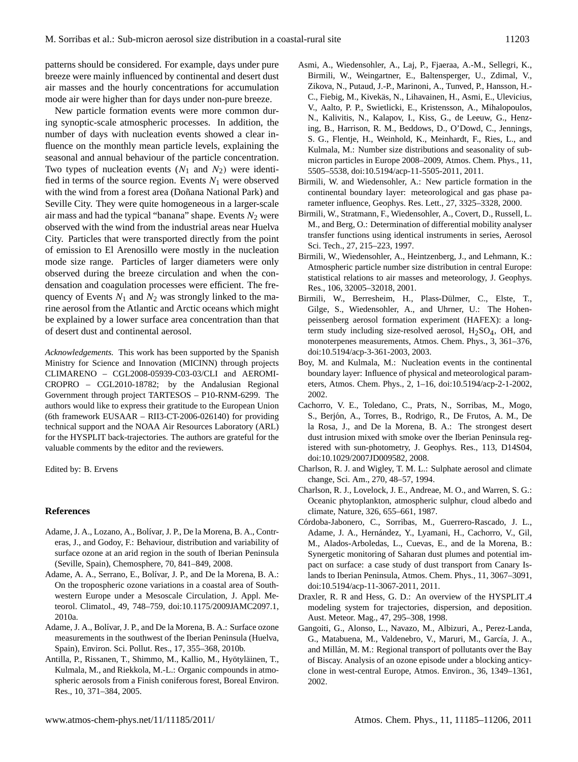patterns should be considered. For example, days under pure breeze were mainly influenced by continental and desert dust air masses and the hourly concentrations for accumulation mode air were higher than for days under non-pure breeze.

New particle formation events were more common during synoptic-scale atmospheric processes. In addition, the number of days with nucleation events showed a clear influence on the monthly mean particle levels, explaining the seasonal and annual behaviour of the particle concentration. Two types of nucleation events ($N_1$ and $N_2$) were identified in terms of the source region. Events $N_1$ were observed with the wind from a forest area (Doñana National Park) and Seville City. They were quite homogeneous in a larger-scale air mass and had the typical "banana" shape. Events $N_2$ were observed with the wind from the industrial areas near Huelva City. Particles that were transported directly from the point of emission to El Arenosillo were mostly in the nucleation mode size range. Particles of larger diameters were only observed during the breeze circulation and when the condensation and coagulation processes were efficient. The frequency of Events $N_1$ and $N_2$ was strongly linked to the marine aerosol from the Atlantic and Arctic oceans which might be explained by a lower surface area concentration than that of desert dust and continental aerosol.

*Acknowledgements.* This work has been supported by the Spanish Ministry for Science and Innovation (MICINN) through projects CLIMARENO – CGL2008-05939-C03-03/CLI and AEROMICROPRO – CGL2010-18782; by the Andalusian Regional Government through project TARTESOS – P10-RNM-6299. The authors would like to express their gratitude to the European Union (6th framework EUSAAR – RII3-CT-2006-026140) for providing technical support and the NOAA Air Resources Laboratory (ARL) for the HYSPLIT back-trajectories. The authors are grateful for the valuable comments by the editor and the reviewers.

Edited by: B. Ervens

## References

Adame, J. A., Lozano, A., Bolívar, J. P., De la Morena, B. A., Contreras, J., and Godoy, F.: Behaviour, distribution and variability of surface ozone at an arid region in the south of Iberian Peninsula (Seville, Spain), Chemosphere, 70, 841–849, 2008.

Adame, A. A., Serrano, E., Bolívar, J. P., and De la Morena, B. A.: On the tropospheric ozone variations in a coastal area of Southwestern Europe under a Mesoscale Circulation, J. Appl. Meteorol. Climatol., 49, 748–759, doi:10.1175/2009JAMC2097.1, 2010a.

Adame, J. A., Bolívar, J. P., and De la Morena, B. A.: Surface ozone measurements in the southwest of the Iberian Peninsula (Huelva, Spain), Environ. Sci. Pollut. Res., 17, 355–368, 2010b.

Antilla, P., Rissanen, T., Shimmo, M., Kallio, M., Hyötyläinen, T., Kulmala, M., and Riekkola, M.-L.: Organic compounds in atmospheric aerosols from a Finish coniferous forest, Boreal Environ. Res., 10, 371–384, 2005.

Asmi, A., Wiedensohler, A., Laj, P., Fjaeraa, A.-M., Sellegri, K., Birmili, W., Weingartner, E., Baltensperger, U., Zdimal, V., Zikova, N., Putaud, J.-P., Marinoni, A., Tunved, P., Hansson, H.-C., Fiebig, M., Kivekäs, N., Lihavainen, H., Asmi, E., Ulevicius, V., Aalto, P. P., Swietlicki, E., Kristensson, A., Mihalopoulos, N., Kalivitis, N., Kalapov, I., Kiss, G., de Leeuw, G., Henzing, B., Harrison, R. M., Beddows, D., O'Dowd, C., Jennings, S. G., Flentje, H., Weinhold, K., Meinhardt, F., Ries, L., and Kulmala, M.: Number size distributions and seasonality of submicron particles in Europe 2008–2009, Atmos. Chem. Phys., 11, 5505–5538, doi:10.5194/acp-11-5505-2011, 2011.

Birmili, W. and Wiedensohler, A.: New particle formation in the continental boundary layer: meteorological and gas phase parameter influence, Geophys. Res. Lett., 27, 3325–3328, 2000.

Birmili, W., Stratmann, F., Wiedensohler, A., Covert, D., Russell, L. M., and Berg, O.: Determination of differential mobility analyser transfer functions using identical instruments in series, Aerosol Sci. Tech., 27, 215–223, 1997.

Birmili, W., Wiedensohler, A., Heintzenberg, J., and Lehmann, K.: Atmospheric particle number size distribution in central Europe: statistical relations to air masses and meteorology, J. Geophys. Res., 106, 32005–32018, 2001.

Birmili, W., Berresheim, H., Plass-Dülmer, C., Elste, T., Gilge, S., Wiedensohler, A., and Uhrner, U.: The Hohenpeissenberg aerosol formation experiment (HAFEX): a long-term study including size-resolved aerosol, $H_2SO_4$, OH, and monoterpenes measurements, Atmos. Chem. Phys., 3, 361–376, doi:10.5194/acp-3-361-2003, 2003.

Boy, M. and Kulmala, M.: Nucleation events in the continental boundary layer: Influence of physical and meteorological parameters, Atmos. Chem. Phys., 2, 1–16, doi:10.5194/acp-2-1-2002, 2002.

Cachorro, V. E., Toledano, C., Prats, N., Sorribas, M., Mogo, S., Berjón, A., Torres, B., Rodrigo, R., De Frutos, A. M., De la Rosa, J., and De la Morena, B. A.: The strongest desert dust intrusion mixed with smoke over the Iberian Peninsula registered with sun-photometry, J. Geophys. Res., 113, D14S04, doi:10.1029/2007JD009582, 2008.

Charlson, R. J. and Wigley, T. M. L.: Sulphate aerosol and climate change, Sci. Am., 270, 48–57, 1994.

Charlson, R. J., Lovelock, J. E., Andreae, M. O., and Warren, S. G.: Oceanic phytoplankton, atmospheric sulphur, cloud albedo and climate, Nature, 326, 655–661, 1987.

Córdoba-Jabonero, C., Sorribas, M., Guerrero-Rascado, J. L., Adame, J. A., Hernández, Y., Lyamani, H., Cachorro, V., Gil, M., Alados-Arboledas, L., Cuevas, E., and de la Morena, B.: Synergetic monitoring of Saharan dust plumes and potential impact on surface: a case study of dust transport from Canary Islands to Iberian Peninsula, Atmos. Chem. Phys., 11, 3067–3091, doi:10.5194/acp-11-3067-2011, 2011.

Draxler, R. R and Hess, G. D.: An overview of the HYSPLIT_4 modeling system for trajectories, dispersion, and deposition. Aust. Meteor. Mag., 47, 295–308, 1998.

Gangoiti, G., Alonso, L., Navazo, M., Albizuri, A., Perez-Landa, G., Matabuena, M., Valdenebro, V., Maruri, M., García, J. A., and Millán, M. M.: Regional transport of pollutants over the Bay of Biscay. Analysis of an ozone episode under a blocking anticyclone in west-central Europe, Atmos. Environ., 36, 1349–1361, 2002.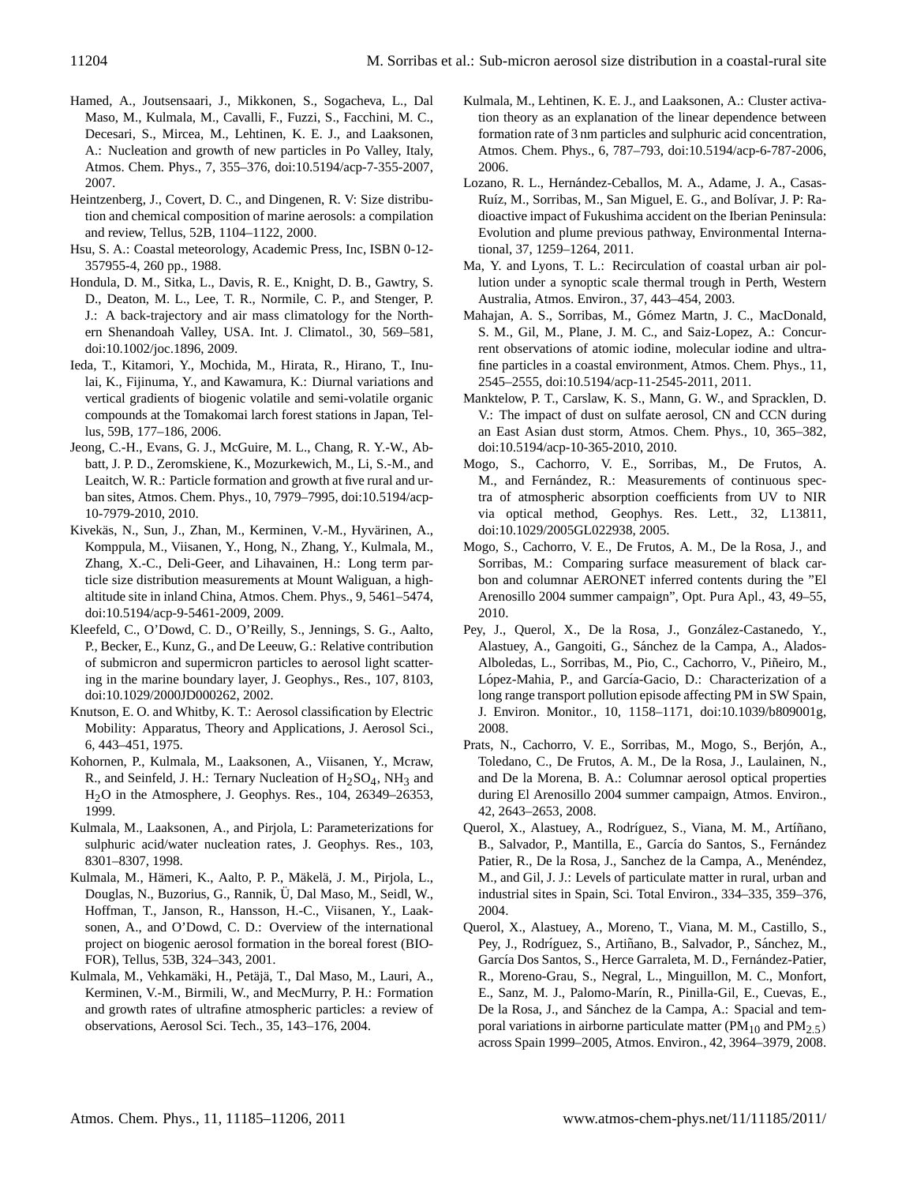Hamed, A., Joutsensaari, J., Mikkonen, S., Sogacheva, L., Dal Maso, M., Kulmala, M., Cavalli, F., Fuzzi, S., Facchini, M. C., Decesari, S., Mircea, M., Lehtinen, K. E. J., and Laaksonen, A.: Nucleation and growth of new particles in Po Valley, Italy, Atmos. Chem. Phys., 7, 355–376, doi:10.5194/acp-7-355-2007, 2007.

Heintzenberg, J., Covert, D. C., and Dingenen, R. V: Size distribution and chemical composition of marine aerosols: a compilation and review, Tellus, 52B, 1104–1122, 2000.

Hsu, S. A.: Coastal meteorology, Academic Press, Inc, ISBN 0-12-357955-4, 260 pp., 1988.

Hondula, D. M., Sitka, L., Davis, R. E., Knight, D. B., Gawtry, S. D., Deaton, M. L., Lee, T. R., Normile, C. P., and Stenger, P. J.: A back-trajectory and air mass climatology for the Northern Shenandoah Valley, USA. Int. J. Climatol., 30, 569–581, doi:10.1002/joc.1896, 2009.

Ieda, T., Kitamori, Y., Mochida, M., Hirata, R., Hirano, T., Inulai, K., Fijinuma, Y., and Kawamura, K.: Diurnal variations and vertical gradients of biogenic volatile and semi-volatile organic compounds at the Tomakomai larch forest stations in Japan, Tellus, 59B, 177–186, 2006.

Jeong, C.-H., Evans, G. J., McGuire, M. L., Chang, R. Y.-W., Abbatt, J. P. D., Zeromskiene, K., Mozurkewich, M., Li, S.-M., and Leaitch, W. R.: Particle formation and growth at five rural and urban sites, Atmos. Chem. Phys., 10, 7979–7995, doi:10.5194/acp-10-7979-2010, 2010.

Kivekäs, N., Sun, J., Zhan, M., Kerminen, V.-M., Hyvärinen, A., Komppula, M., Viisanen, Y., Hong, N., Zhang, Y., Kulmala, M., Zhang, X.-C., Deli-Geer, and Lihavainen, H.: Long term particle size distribution measurements at Mount Waliguan, a high-altitude site in inland China, Atmos. Chem. Phys., 9, 5461–5474, doi:10.5194/acp-9-5461-2009, 2009.

Kleefeld, C., O'Dowd, C. D., O'Reilly, S., Jennings, S. G., Aalto, P., Becker, E., Kunz, G., and De Leeuw, G.: Relative contribution of submicron and supermicron particles to aerosol light scattering in the marine boundary layer, J. Geophys., Res., 107, 8103, doi:10.1029/2000JD000262, 2002.

Knutson, E. O. and Whitby, K. T.: Aerosol classification by Electric Mobility: Apparatus, Theory and Applications, J. Aerosol Sci., 6, 443–451, 1975.

Kohornen, P., Kulmala, M., Laaksonen, A., Viisanen, Y., Mcraw, R., and Seinfeld, J. H.: Ternary Nucleation of $H_2SO_4$, $NH_3$ and $H_2O$ in the Atmosphere, J. Geophys. Res., 104, 26349–26353, 1999.

Kulmala, M., Laaksonen, A., and Pirjola, L: Parameterizations for sulphuric acid/water nucleation rates, J. Geophys. Res., 103, 8301–8307, 1998.

Kulmala, M., Hämeri, K., Aalto, P. P., Mäkelä, J. M., Pirjola, L., Douglas, N., Buzorius, G., Rannik, Ü, Dal Maso, M., Seidl, W., Hoffman, T., Janson, R., Hansson, H.-C., Viisanen, Y., Laaksonen, A., and O'Dowd, C. D.: Overview of the international project on biogenic aerosol formation in the boreal forest (BIOFOR), Tellus, 53B, 324–343, 2001.

Kulmala, M., Vehkamäki, H., Petäjä, T., Dal Maso, M., Lauri, A., Kerminen, V.-M., Birmili, W., and MecMurry, P. H.: Formation and growth rates of ultrafine atmospheric particles: a review of observations, Aerosol Sci. Tech., 35, 143–176, 2004.

Kulmala, M., Lehtinen, K. E. J., and Laaksonen, A.: Cluster activation theory as an explanation of the linear dependence between formation rate of 3 nm particles and sulphuric acid concentration, Atmos. Chem. Phys., 6, 787–793, doi:10.5194/acp-6-787-2006, 2006.

Lozano, R. L., Hernández-Ceballos, M. A., Adame, J. A., Casas-Ruíz, M., Sorribas, M., San Miguel, E. G., and Bolívar, J. P: Radioactive impact of Fukushima accident on the Iberian Peninsula: Evolution and plume previous pathway, Environmental International, 37, 1259–1264, 2011.

Ma, Y. and Lyons, T. L.: Recirculation of coastal urban air pollution under a synoptic scale thermal trough in Perth, Western Australia, Atmos. Environ., 37, 443–454, 2003.

Mahajan, A. S., Sorribas, M., Gómez Martn, J. C., MacDonald, S. M., Gil, M., Plane, J. M. C., and Saiz-Lopez, A.: Concurrent observations of atomic iodine, molecular iodine and ultrafine particles in a coastal environment, Atmos. Chem. Phys., 11, 2545–2555, doi:10.5194/acp-11-2545-2011, 2011.

Manktelow, P. T., Carslaw, K. S., Mann, G. W., and Spracklen, D. V.: The impact of dust on sulfate aerosol, CN and CCN during an East Asian dust storm, Atmos. Chem. Phys., 10, 365–382, doi:10.5194/acp-10-365-2010, 2010.

Mogo, S., Cachorro, V. E., Sorribas, M., De Frutos, A. M., and Fernández, R.: Measurements of continuous spectra of atmospheric absorption coefficients from UV to NIR via optical method, Geophys. Res. Lett., 32, L13811, doi:10.1029/2005GL022938, 2005.

Mogo, S., Cachorro, V. E., De Frutos, A. M., De la Rosa, J., and Sorribas, M.: Comparing surface measurement of black carbon and columnar AERONET inferred contents during the "El Arenosillo 2004 summer campaign", Opt. Pura Apl., 43, 49–55, 2010.

Pey, J., Querol, X., De la Rosa, J., González-Castanedo, Y., Alastuey, A., Gangoiti, G., Sánchez de la Campa, A., Alados-Alboledas, L., Sorribas, M., Pio, C., Cachorro, V., Piñeiro, M., López-Mahia, P., and García-Gacio, D.: Characterization of a long range transport pollution episode affecting PM in SW Spain, J. Environ. Monitor., 10, 1158–1171, doi:10.1039/b809001g, 2008.

Prats, N., Cachorro, V. E., Sorribas, M., Mogo, S., Berjón, A., Toledano, C., De Frutos, A. M., De la Rosa, J., Laulainen, N., and De la Morena, B. A.: Columnar aerosol optical properties during El Arenosillo 2004 summer campaign, Atmos. Environ., 42, 2643–2653, 2008.

Querol, X., Alastuey, A., Rodríguez, S., Viana, M. M., Artíñano, B., Salvador, P., Mantilla, E., García do Santos, S., Fernández Patier, R., De la Rosa, J., Sanchez de la Campa, A., Menéndez, M., and Gil, J. J.: Levels of particulate matter in rural, urban and industrial sites in Spain, Sci. Total Environ., 334–335, 359–376, 2004.

Querol, X., Alastuey, A., Moreno, T., Viana, M. M., Castillo, S., Pey, J., Rodríguez, S., Artiñano, B., Salvador, P., Sánchez, M., García Dos Santos, S., Herce Garraleta, M. D., Fernández-Patier, R., Moreno-Grau, S., Negral, L., Minguillon, M. C., Monfort, E., Sanz, M. J., Palomo-Marín, R., Pinilla-Gil, E., Cuevas, E., De la Rosa, J., and Sánchez de la Campa, A.: Spacial and temporal variations in airborne particulate matter ($PM_{10}$ and $PM_{2.5}$) across Spain 1999–2005, Atmos. Environ., 42, 3964–3979, 2008.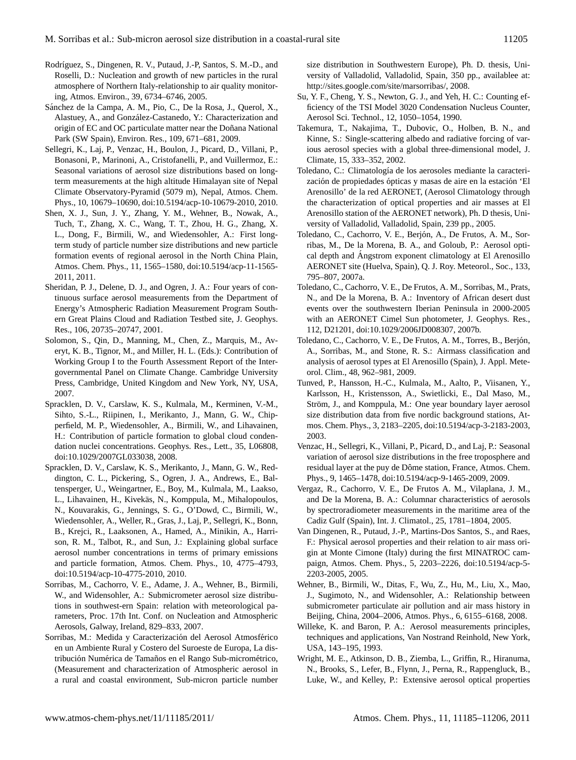Rodríguez, S., Dingenen, R. V., Putaud, J.-P., Santos, S. M.-D., and Roselli, D.: Nucleation and growth of new particles in the rural atmosphere of Northern Italy-relationship to air quality monitoring, Atmos. Environ., 39, 6734–6746, 2005.

Sánchez de la Campa, A. M., Pio, C., De la Rosa, J., Querol, X., Alastuey, A., and González-Castanedo, Y.: Characterization and origin of EC and OC particulate matter near the Doñana National Park (SW Spain), Environ. Res., 109, 671–681, 2009.

Sellegri, K., Laj, P., Venzac, H., Boulon, J., Picard, D., Villani, P., Bonasoni, P., Marinoni, A., Cristofanelli, P., and Vuillermoz, E.: Seasonal variations of aerosol size distributions based on long-term measurements at the high altitude Himalayan site of Nepal Climate Observatory-Pyramid (5079 m), Nepal, Atmos. Chem. Phys., 10, 10679–10690, doi:10.5194/acp-10-10679-2010, 2010.

Shen, X. J., Sun, J. Y., Zhang, Y. M., Wehner, B., Nowak, A., Tuch, T., Zhang, X. C., Wang, T. T., Zhou, H. G., Zhang, X. L., Dong, F., Birmili, W., and Wiedensohler, A.: First long-term study of particle number size distributions and new particle formation events of regional aerosol in the North China Plain, Atmos. Chem. Phys., 11, 1565–1580, doi:10.5194/acp-11-1565-2011, 2011.

Sheridan, P. J., Delene, D. J., and Ogren, J. A.: Four years of continuous surface aerosol measurements from the Department of Energy's Atmospheric Radiation Measurement Program Southern Great Plains Cloud and Radiation Testbed site, J. Geophys. Res., 106, 20735–20747, 2001.

Solomon, S., Qin, D., Manning, M., Chen, Z., Marquis, M., Averyt, K. B., Tignor, M., and Miller, H. L. (Eds.): Contribution of Working Group I to the Fourth Assessment Report of the Intergovernmental Panel on Climate Change. Cambridge University Press, Cambridge, United Kingdom and New York, NY, USA, 2007.

Spracklen, D. V., Carslaw, K. S., Kulmala, M., Kerminen, V.-M., Sihto, S.-L., Riipinen, I., Merikanto, J., Mann, G. W., Chipperfield, M. P., Wiedensohler, A., Birmili, W., and Lihavainen, H.: Contribution of particle formation to global cloud condendation nuclei concentrations. Geophys. Res., Lett., 35, L06808, doi:10.1029/2007GL033038, 2008.

Spracklen, D. V., Carslaw, K. S., Merikanto, J., Mann, G. W., Reddington, C. L., Pickering, S., Ogren, J. A., Andrews, E., Baltensperger, U., Weingartner, E., Boy, M., Kulmala, M., Laakso, L., Lihavainen, H., Kivekäs, N., Komppula, M., Mihalopoulos, N., Kouvarakis, G., Jennings, S. G., O'Dowd, C., Birmili, W., Wiedensohler, A., Weller, R., Gras, J., Laj, P., Sellegri, K., Bonn, B., Krejci, R., Laaksonen, A., Hamed, A., Minikin, A., Harrison, R. M., Talbot, R., and Sun, J.: Explaining global surface aerosol number concentrations in terms of primary emissions and particle formation, Atmos. Chem. Phys., 10, 4775–4793, doi:10.5194/acp-10-4775-2010, 2010.

Sorribas, M., Cachorro, V. E., Adame, J. A., Wehner, B., Birmili, W., and Widensohler, A.: Submicrometer aerosol size distributions in southwest-ern Spain: relation with meteorological parameters, Proc. 17th Int. Conf. on Nucleation and Atmospheric Aerosols, Galway, Ireland, 829–833, 2007.

Sorribas, M.: Medida y Caracterización del Aerosol Atmosférico en un Ambiente Rural y Costero del Suroeste de Europa, La distribución Numérica de Tamaños en el Rango Sub-micrométrico, (Measurement and characterization of Atmospheric aerosol in a rural and coastal environment, Sub-micron particle number size distribution in Southwestern Europe), Ph. D. thesis, University of Valladolid, Valladolid, Spain, 350 pp., availablee at: http://sites.google.com/site/marsorribas/, 2008.

Su, Y. F., Cheng, Y. S., Newton, G. J., and Yeh, H. C.: Counting efficiency of the TSI Model 3020 Condensation Nucleus Counter, Aerosol Sci. Technol., 12, 1050–1054, 1990.

Takemura, T., Nakajima, T., Dubovic, O., Holben, B. N., and Kinne, S.: Single-scattering albedo and radiative forcing of various aerosol species with a global three-dimensional model, J. Climate, 15, 333–352, 2002.

Toledano, C.: Climatología de los aerosoles mediante la caracterización de propiedades ópticas y masas de aire en la estación 'El Arenosillo' de la red AERONET, (Aerosol Climatology through the characterization of optical properties and air masses at El Arenosillo station of the AERONET network), Ph. D thesis, University of Valladolid, Valladolid, Spain, 239 pp., 2005.

Toledano, C., Cachorro, V. E., Berjón, A., De Frutos, A. M., Sorribas, M., De la Morena, B. A., and Goloub, P.: Aerosol optical depth and Ångstrom exponent climatology at El Arenosillo AERONET site (Huelva, Spain), Q. J. Roy. Meteorol., Soc., 133, 795–807, 2007a.

Toledano, C., Cachorro, V. E., De Frutos, A. M., Sorribas, M., Prats, N., and De la Morena, B. A.: Inventory of African desert dust events over the southwestern Iberian Peninsula in 2000-2005 with an AERONET Cimel Sun photometer, J. Geophys. Res., 112, D21201, doi:10.1029/2006JD008307, 2007b.

Toledano, C., Cachorro, V. E., De Frutos, A. M., Torres, B., Berjón, A., Sorribas, M., and Stone, R. S.: Airmass classification and analysis of aerosol types at El Arenosillo (Spain), J. Appl. Meteorol. Clim., 48, 962–981, 2009.

Tunved, P., Hansson, H.-C., Kulmala, M., Aalto, P., Viisanen, Y., Karlsson, H., Kristensson, A., Swietlicki, E., Dal Maso, M., Ström, J., and Komppula, M.: One year boundary layer aerosol size distribution data from five nordic background stations, Atmos. Chem. Phys., 3, 2183–2205, doi:10.5194/acp-3-2183-2003, 2003.

Venzac, H., Sellegri, K., Villani, P., Picard, D., and Laj, P.: Seasonal variation of aerosol size distributions in the free troposphere and residual layer at the puy de Dôme station, France, Atmos. Chem. Phys., 9, 1465–1478, doi:10.5194/acp-9-1465-2009, 2009.

Vergaz, R., Cachorro, V. E., De Frutos A. M., Vilaplana, J. M., and De la Morena, B. A.: Columnar characteristics of aerosols by spectroradiometer measurements in the maritime area of the Cadiz Gulf (Spain), Int. J. Climatol., 25, 1781–1804, 2005.

Van Dingenen, R., Putaud, J.-P., Martins-Dos Santos, S., and Raes, F.: Physical aerosol properties and their relation to air mass origin at Monte Cimone (Italy) during the first MINATROC campaign, Atmos. Chem. Phys., 5, 2203–2226, doi:10.5194/acp-5-2203-2005, 2005.

Wehner, B., Birmili, W., Ditas, F., Wu, Z., Hu, M., Liu, X., Mao, J., Sugimoto, N., and Widensohler, A.: Relationship between submicrometer particulate air pollution and air mass history in Beijing, China, 2004–2006, Atmos. Phys., 6, 6155–6168, 2008.

Willeke, K. and Baron, P. A.: Aerosol measurements principles, techniques and applications, Van Nostrand Reinhold, New York, USA, 143–195, 1993.

Wright, M. E., Atkinson, D. B., Ziemba, L., Griffin, R., Hiranuma, N., Brooks, S., Lefer, B., Flynn, J., Perna, R., Rappengluck, B., Luke, W., and Kelley, P.: Extensive aerosol optical properties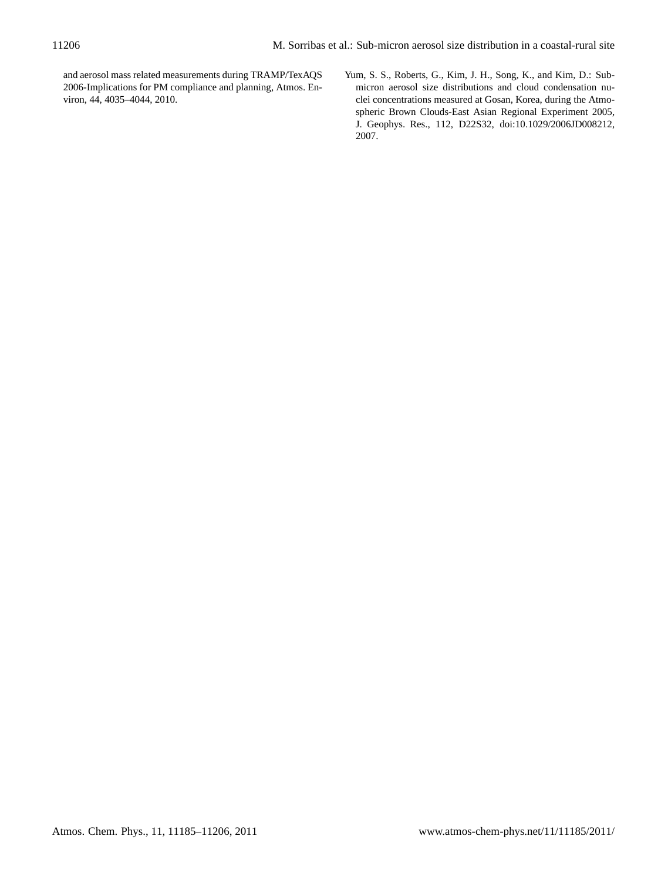and aerosol mass related measurements during TRAMP/TexAQS 2006-Implications for PM compliance and planning, Atmos. Environ, 44, 4035–4044, 2010.

Yum, S. S., Roberts, G., Kim, J. H., Song, K., and Kim, D.: Submicron aerosol size distributions and cloud condensation nuclei concentrations measured at Gosan, Korea, during the Atmospheric Brown Clouds-East Asian Regional Experiment 2005, J. Geophys. Res., 112, D22S32, doi:10.1029/2006JD008212, 2007.